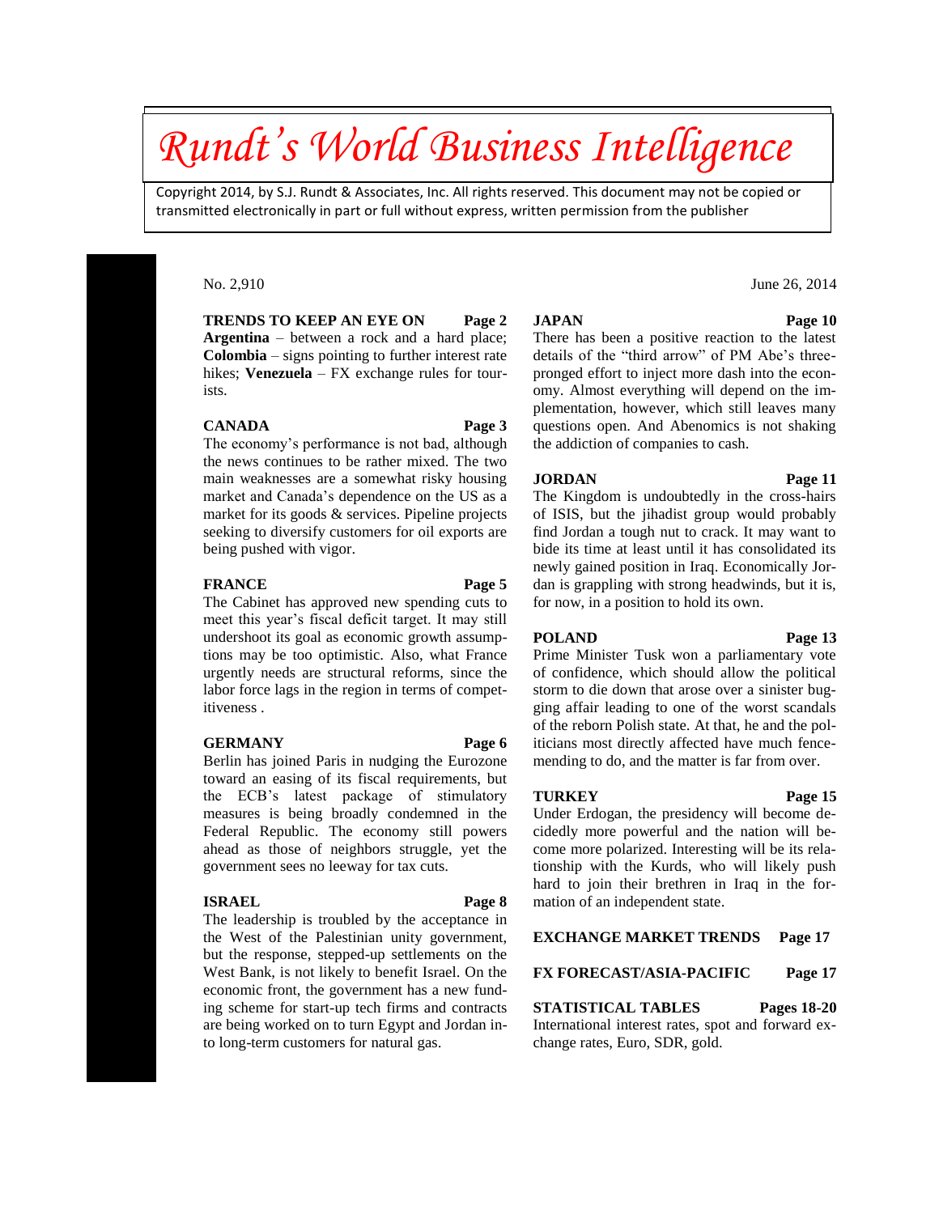# Rundt's World Business Intelligence

Copyright 2014, by S.J. Rundt & Associates, Inc. All rights reserved. This document may not be copied or transmitted electronically in part or full without express, written permission from the publisher

No. 2,910 June 26, 2014

**TRENDS TO KEEP AN EYE ON** **Page 2**
**Argentina** – between a rock and a hard place; **Colombia** – signs pointing to further interest rate hikes; **Venezuela** – FX exchange rules for tourists.

**CANADA** **Page 3**
The economy's performance is not bad, although the news continues to be rather mixed. The two main weaknesses are a somewhat risky housing market and Canada's dependence on the US as a market for its goods & services. Pipeline projects seeking to diversify customers for oil exports are being pushed with vigor.

**FRANCE** **Page 5**
The Cabinet has approved new spending cuts to meet this year's fiscal deficit target. It may still undershoot its goal as economic growth assumptions may be too optimistic. Also, what France urgently needs are structural reforms, since the labor force lags in the region in terms of competitiveness .

**GERMANY** **Page 6**
Berlin has joined Paris in nudging the Eurozone toward an easing of its fiscal requirements, but the ECB's latest package of stimulatory measures is being broadly condemned in the Federal Republic. The economy still powers ahead as those of neighbors struggle, yet the government sees no leeway for tax cuts.

**ISRAEL** **Page 8**
The leadership is troubled by the acceptance in the West of the Palestinian unity government, but the response, stepped-up settlements on the West Bank, is not likely to benefit Israel. On the economic front, the government has a new funding scheme for start-up tech firms and contracts are being worked on to turn Egypt and Jordan into long-term customers for natural gas.

**JAPAN** **Page 10**
There has been a positive reaction to the latest details of the "third arrow" of PM Abe's three-pronged effort to inject more dash into the economy. Almost everything will depend on the implementation, however, which still leaves many questions open. And Abenomics is not shaking the addiction of companies to cash.

**JORDAN** **Page 11**
The Kingdom is undoubtedly in the cross-hairs of ISIS, but the jihadist group would probably find Jordan a tough nut to crack. It may want to bide its time at least until it has consolidated its newly gained position in Iraq. Economically Jordan is grappling with strong headwinds, but it is, for now, in a position to hold its own.

**POLAND** **Page 13**
Prime Minister Tusk won a parliamentary vote of confidence, which should allow the political storm to die down that arose over a sinister bugging affair leading to one of the worst scandals of the reborn Polish state. At that, he and the politicians most directly affected have much fence-mending to do, and the matter is far from over.

**TURKEY** **Page 15**
Under Erdogan, the presidency will become decidedly more powerful and the nation will become more polarized. Interesting will be its relationship with the Kurds, who will likely push hard to join their brethren in Iraq in the formation of an independent state.

**EXCHANGE MARKET TRENDS** **Page 17**

**FX FORECAST/ASIA-PACIFIC** **Page 17**

**STATISTICAL TABLES** **Pages 18-20**
International interest rates, spot and forward exchange rates, Euro, SDR, gold.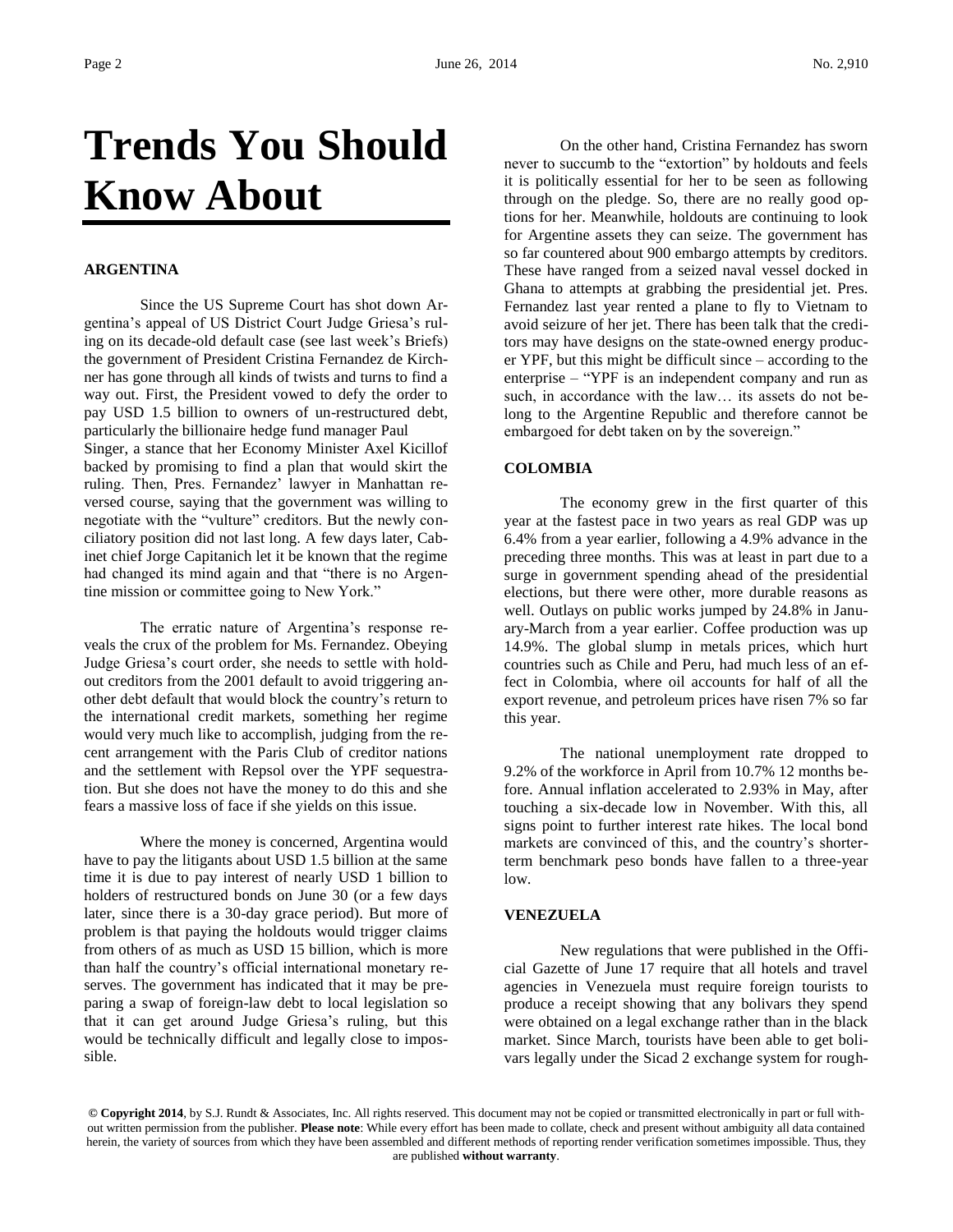# Trends You Should Know About

### ARGENTINA

Since the US Supreme Court has shot down Argentina's appeal of US District Court Judge Griesa's ruling on its decade-old default case (see last week's Briefs) the government of President Cristina Fernandez de Kirchner has gone through all kinds of twists and turns to find a way out. First, the President vowed to defy the order to pay USD 1.5 billion to owners of un-restructured debt, particularly the billionaire hedge fund manager Paul Singer, a stance that her Economy Minister Axel Kicillof backed by promising to find a plan that would skirt the ruling. Then, Pres. Fernandez' lawyer in Manhattan reversed course, saying that the government was willing to negotiate with the "vulture" creditors. But the newly conciliatory position did not last long. A few days later, Cabinet chief Jorge Capitanich let it be known that the regime had changed its mind again and that "there is no Argentine mission or committee going to New York."

The erratic nature of Argentina's response reveals the crux of the problem for Ms. Fernandez. Obeying Judge Griesa's court order, she needs to settle with holdout creditors from the 2001 default to avoid triggering another debt default that would block the country's return to the international credit markets, something her regime would very much like to accomplish, judging from the recent arrangement with the Paris Club of creditor nations and the settlement with Repsol over the YPF sequestration. But she does not have the money to do this and she fears a massive loss of face if she yields on this issue.

Where the money is concerned, Argentina would have to pay the litigants about USD 1.5 billion at the same time it is due to pay interest of nearly USD 1 billion to holders of restructured bonds on June 30 (or a few days later, since there is a 30-day grace period). But more of problem is that paying the holdouts would trigger claims from others of as much as USD 15 billion, which is more than half the country's official international monetary reserves. The government has indicated that it may be preparing a swap of foreign-law debt to local legislation so that it can get around Judge Griesa's ruling, but this would be technically difficult and legally close to impossible.

On the other hand, Cristina Fernandez has sworn never to succumb to the "extortion" by holdouts and feels it is politically essential for her to be seen as following through on the pledge. So, there are no really good options for her. Meanwhile, holdouts are continuing to look for Argentine assets they can seize. The government has so far countered about 900 embargo attempts by creditors. These have ranged from a seized naval vessel docked in Ghana to attempts at grabbing the presidential jet. Pres. Fernandez last year rented a plane to fly to Vietnam to avoid seizure of her jet. There has been talk that the creditors may have designs on the state-owned energy producer YPF, but this might be difficult since – according to the enterprise – "YPF is an independent company and run as such, in accordance with the law… its assets do not belong to the Argentine Republic and therefore cannot be embargoed for debt taken on by the sovereign."

### COLOMBIA

The economy grew in the first quarter of this year at the fastest pace in two years as real GDP was up 6.4% from a year earlier, following a 4.9% advance in the preceding three months. This was at least in part due to a surge in government spending ahead of the presidential elections, but there were other, more durable reasons as well. Outlays on public works jumped by 24.8% in January-March from a year earlier. Coffee production was up 14.9%. The global slump in metals prices, which hurt countries such as Chile and Peru, had much less of an effect in Colombia, where oil accounts for half of all the export revenue, and petroleum prices have risen 7% so far this year.

The national unemployment rate dropped to 9.2% of the workforce in April from 10.7% 12 months before. Annual inflation accelerated to 2.93% in May, after touching a six-decade low in November. With this, all signs point to further interest rate hikes. The local bond markets are convinced of this, and the country's shorter-term benchmark peso bonds have fallen to a three-year low.

### VENEZUELA

New regulations that were published in the Official Gazette of June 17 require that all hotels and travel agencies in Venezuela must require foreign tourists to produce a receipt showing that any bolivars they spend were obtained on a legal exchange rather than in the black market. Since March, tourists have been able to get bolivars legally under the Sicad 2 exchange system for rough-

**© Copyright 2014**, by S.J. Rundt & Associates, Inc. All rights reserved. This document may not be copied or transmitted electronically in part or full without written permission from the publisher. **Please note**: While every effort has been made to collate, check and present without ambiguity all data contained herein, the variety of sources from which they have been assembled and different methods of reporting render verification sometimes impossible. Thus, they are published **without warranty**.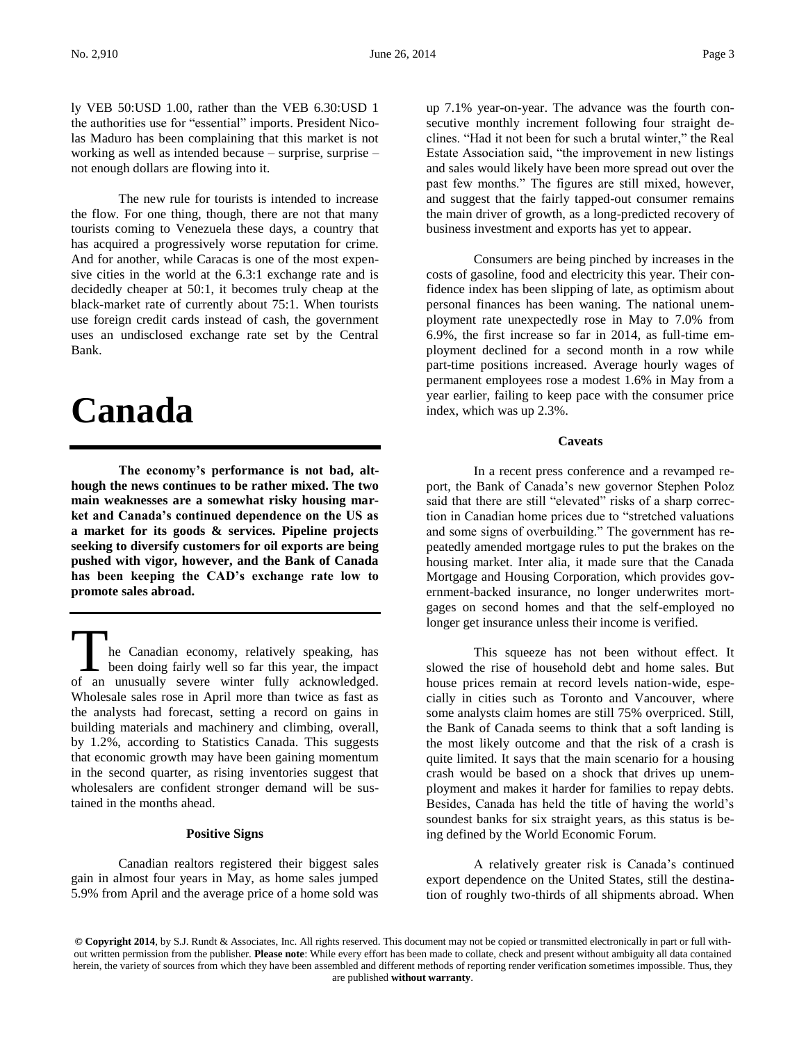ly VEB 50:USD 1.00, rather than the VEB 6.30:USD 1 the authorities use for "essential" imports. President Nicolas Maduro has been complaining that this market is not working as well as intended because – surprise, surprise – not enough dollars are flowing into it.

The new rule for tourists is intended to increase the flow. For one thing, though, there are not that many tourists coming to Venezuela these days, a country that has acquired a progressively worse reputation for crime. And for another, while Caracas is one of the most expensive cities in the world at the 6.3:1 exchange rate and is decidedly cheaper at 50:1, it becomes truly cheap at the black-market rate of currently about 75:1. When tourists use foreign credit cards instead of cash, the government uses an undisclosed exchange rate set by the Central Bank.

# Canada

**The economy's performance is not bad, although the news continues to be rather mixed. The two main weaknesses are a somewhat risky housing market and Canada's continued dependence on the US as a market for its goods & services. Pipeline projects seeking to diversify customers for oil exports are being pushed with vigor, however, and the Bank of Canada has been keeping the CAD's exchange rate low to promote sales abroad.**

The Canadian economy, relatively speaking, has been doing fairly well so far this year, the impact of an unusually severe winter fully acknowledged. Wholesale sales rose in April more than twice as fast as the analysts had forecast, setting a record on gains in building materials and machinery and climbing, overall, by 1.2%, according to Statistics Canada. This suggests that economic growth may have been gaining momentum in the second quarter, as rising inventories suggest that wholesalers are confident stronger demand will be sustained in the months ahead.

### Positive Signs

Canadian realtors registered their biggest sales gain in almost four years in May, as home sales jumped 5.9% from April and the average price of a home sold was up 7.1% year-on-year. The advance was the fourth consecutive monthly increment following four straight declines. "Had it not been for such a brutal winter," the Real Estate Association said, "the improvement in new listings and sales would likely have been more spread out over the past few months." The figures are still mixed, however, and suggest that the fairly tapped-out consumer remains the main driver of growth, as a long-predicted recovery of business investment and exports has yet to appear.

Consumers are being pinched by increases in the costs of gasoline, food and electricity this year. Their confidence index has been slipping of late, as optimism about personal finances has been waning. The national unemployment rate unexpectedly rose in May to 7.0% from 6.9%, the first increase so far in 2014, as full-time employment declined for a second month in a row while part-time positions increased. Average hourly wages of permanent employees rose a modest 1.6% in May from a year earlier, failing to keep pace with the consumer price index, which was up 2.3%.

### Caveats

In a recent press conference and a revamped report, the Bank of Canada's new governor Stephen Poloz said that there are still "elevated" risks of a sharp correction in Canadian home prices due to "stretched valuations and some signs of overbuilding." The government has repeatedly amended mortgage rules to put the brakes on the housing market. Inter alia, it made sure that the Canada Mortgage and Housing Corporation, which provides government-backed insurance, no longer underwrites mortgages on second homes and that the self-employed no longer get insurance unless their income is verified.

This squeeze has not been without effect. It slowed the rise of household debt and home sales. But house prices remain at record levels nation-wide, especially in cities such as Toronto and Vancouver, where some analysts claim homes are still 75% overpriced. Still, the Bank of Canada seems to think that a soft landing is the most likely outcome and that the risk of a crash is quite limited. It says that the main scenario for a housing crash would be based on a shock that drives up unemployment and makes it harder for families to repay debts. Besides, Canada has held the title of having the world's soundest banks for six straight years, as this status is being defined by the World Economic Forum.

A relatively greater risk is Canada's continued export dependence on the United States, still the destination of roughly two-thirds of all shipments abroad. When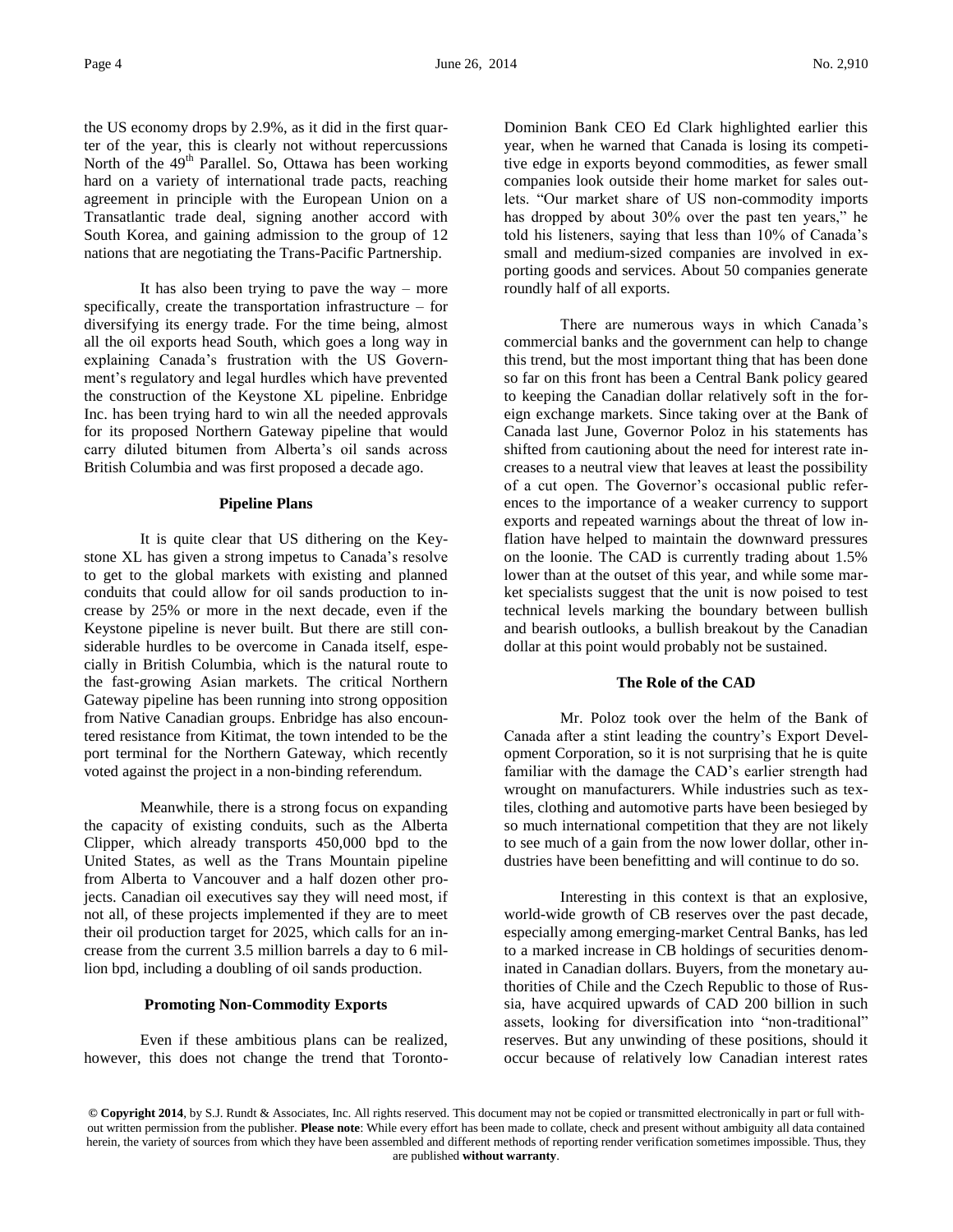the US economy drops by 2.9%, as it did in the first quarter of the year, this is clearly not without repercussions North of the 49th Parallel. So, Ottawa has been working hard on a variety of international trade pacts, reaching agreement in principle with the European Union on a Transatlantic trade deal, signing another accord with South Korea, and gaining admission to the group of 12 nations that are negotiating the Trans-Pacific Partnership.

It has also been trying to pave the way – more specifically, create the transportation infrastructure – for diversifying its energy trade. For the time being, almost all the oil exports head South, which goes a long way in explaining Canada's frustration with the US Government's regulatory and legal hurdles which have prevented the construction of the Keystone XL pipeline. Enbridge Inc. has been trying hard to win all the needed approvals for its proposed Northern Gateway pipeline that would carry diluted bitumen from Alberta's oil sands across British Columbia and was first proposed a decade ago.

### Pipeline Plans

It is quite clear that US dithering on the Keystone XL has given a strong impetus to Canada's resolve to get to the global markets with existing and planned conduits that could allow for oil sands production to increase by 25% or more in the next decade, even if the Keystone pipeline is never built. But there are still considerable hurdles to be overcome in Canada itself, especially in British Columbia, which is the natural route to the fast-growing Asian markets. The critical Northern Gateway pipeline has been running into strong opposition from Native Canadian groups. Enbridge has also encountered resistance from Kitimat, the town intended to be the port terminal for the Northern Gateway, which recently voted against the project in a non-binding referendum.

Meanwhile, there is a strong focus on expanding the capacity of existing conduits, such as the Alberta Clipper, which already transports 450,000 bpd to the United States, as well as the Trans Mountain pipeline from Alberta to Vancouver and a half dozen other projects. Canadian oil executives say they will need most, if not all, of these projects implemented if they are to meet their oil production target for 2025, which calls for an increase from the current 3.5 million barrels a day to 6 million bpd, including a doubling of oil sands production.

### Promoting Non-Commodity Exports

Even if these ambitious plans can be realized, however, this does not change the trend that Toronto-Dominion Bank CEO Ed Clark highlighted earlier this year, when he warned that Canada is losing its competitive edge in exports beyond commodities, as fewer small companies look outside their home market for sales outlets. "Our market share of US non-commodity imports has dropped by about 30% over the past ten years," he told his listeners, saying that less than 10% of Canada's small and medium-sized companies are involved in exporting goods and services. About 50 companies generate roundly half of all exports.

There are numerous ways in which Canada's commercial banks and the government can help to change this trend, but the most important thing that has been done so far on this front has been a Central Bank policy geared to keeping the Canadian dollar relatively soft in the foreign exchange markets. Since taking over at the Bank of Canada last June, Governor Poloz in his statements has shifted from cautioning about the need for interest rate increases to a neutral view that leaves at least the possibility of a cut open. The Governor's occasional public references to the importance of a weaker currency to support exports and repeated warnings about the threat of low inflation have helped to maintain the downward pressures on the loonie. The CAD is currently trading about 1.5% lower than at the outset of this year, and while some market specialists suggest that the unit is now poised to test technical levels marking the boundary between bullish and bearish outlooks, a bullish breakout by the Canadian dollar at this point would probably not be sustained.

### The Role of the CAD

Mr. Poloz took over the helm of the Bank of Canada after a stint leading the country's Export Development Corporation, so it is not surprising that he is quite familiar with the damage the CAD's earlier strength had wrought on manufacturers. While industries such as textiles, clothing and automotive parts have been besieged by so much international competition that they are not likely to see much of a gain from the now lower dollar, other industries have been benefitting and will continue to do so.

Interesting in this context is that an explosive, world-wide growth of CB reserves over the past decade, especially among emerging-market Central Banks, has led to a marked increase in CB holdings of securities denominated in Canadian dollars. Buyers, from the monetary authorities of Chile and the Czech Republic to those of Russia, have acquired upwards of CAD 200 billion in such assets, looking for diversification into "non-traditional" reserves. But any unwinding of these positions, should it occur because of relatively low Canadian interest rates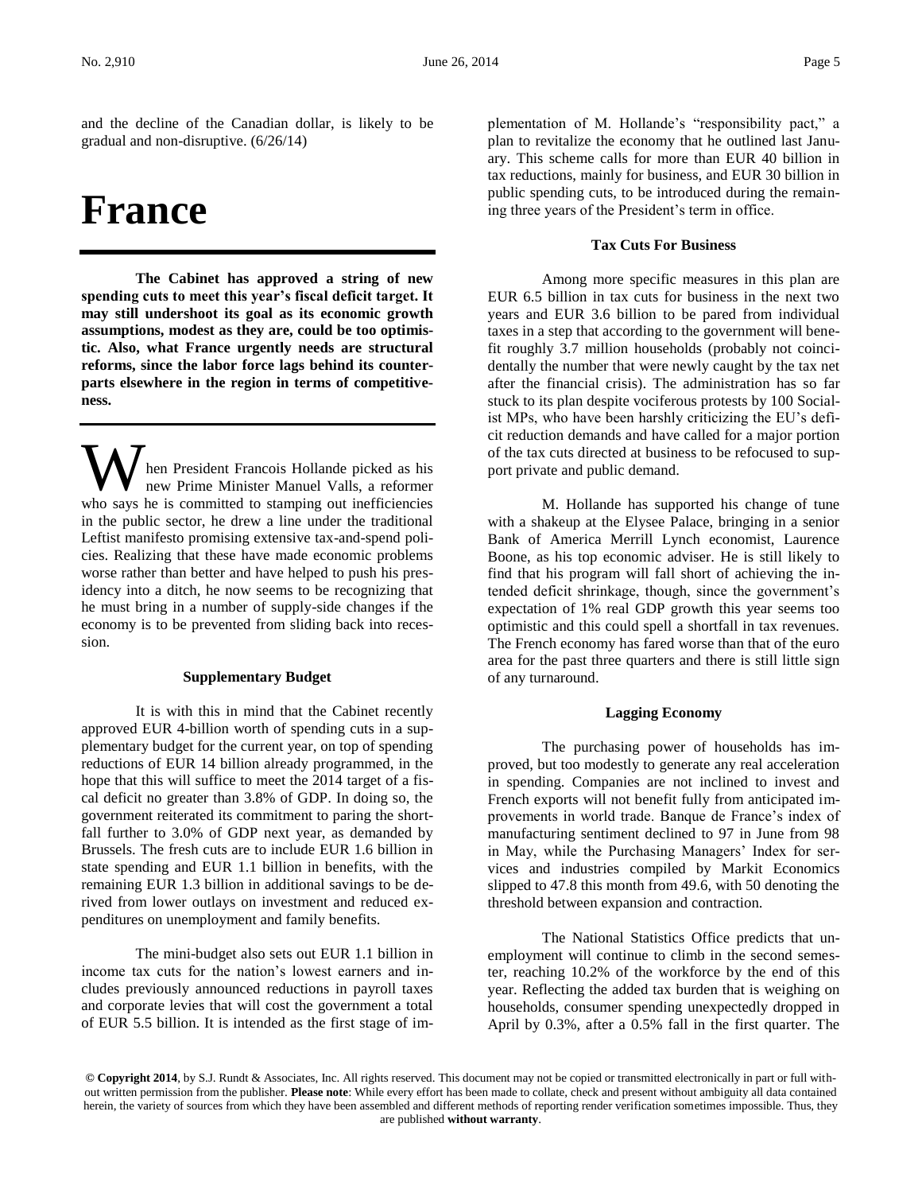and the decline of the Canadian dollar, is likely to be gradual and non-disruptive. (6/26/14)

# France

**The Cabinet has approved a string of new spending cuts to meet this year's fiscal deficit target. It may still undershoot its goal as its economic growth assumptions, modest as they are, could be too optimistic. Also, what France urgently needs are structural reforms, since the labor force lags behind its counterparts elsewhere in the region in terms of competitiveness.**

When President Francois Hollande picked as his new Prime Minister Manuel Valls, a reformer who says he is committed to stamping out inefficiencies in the public sector, he drew a line under the traditional Leftist manifesto promising extensive tax-and-spend policies. Realizing that these have made economic problems worse rather than better and have helped to push his presidency into a ditch, he now seems to be recognizing that he must bring in a number of supply-side changes if the economy is to be prevented from sliding back into recession.

### Supplementary Budget

It is with this in mind that the Cabinet recently approved EUR 4-billion worth of spending cuts in a supplementary budget for the current year, on top of spending reductions of EUR 14 billion already programmed, in the hope that this will suffice to meet the 2014 target of a fiscal deficit no greater than 3.8% of GDP. In doing so, the government reiterated its commitment to paring the shortfall further to 3.0% of GDP next year, as demanded by Brussels. The fresh cuts are to include EUR 1.6 billion in state spending and EUR 1.1 billion in benefits, with the remaining EUR 1.3 billion in additional savings to be derived from lower outlays on investment and reduced expenditures on unemployment and family benefits.

The mini-budget also sets out EUR 1.1 billion in income tax cuts for the nation's lowest earners and includes previously announced reductions in payroll taxes and corporate levies that will cost the government a total of EUR 5.5 billion. It is intended as the first stage of implementation of M. Hollande's "responsibility pact," a plan to revitalize the economy that he outlined last January. This scheme calls for more than EUR 40 billion in tax reductions, mainly for business, and EUR 30 billion in public spending cuts, to be introduced during the remaining three years of the President's term in office.

### Tax Cuts For Business

Among more specific measures in this plan are EUR 6.5 billion in tax cuts for business in the next two years and EUR 3.6 billion to be pared from individual taxes in a step that according to the government will benefit roughly 3.7 million households (probably not coincidentally the number that were newly caught by the tax net after the financial crisis). The administration has so far stuck to its plan despite vociferous protests by 100 Socialist MPs, who have been harshly criticizing the EU's deficit reduction demands and have called for a major portion of the tax cuts directed at business to be refocused to support private and public demand.

M. Hollande has supported his change of tune with a shakeup at the Elysee Palace, bringing in a senior Bank of America Merrill Lynch economist, Laurence Boone, as his top economic adviser. He is still likely to find that his program will fall short of achieving the intended deficit shrinkage, though, since the government's expectation of 1% real GDP growth this year seems too optimistic and this could spell a shortfall in tax revenues. The French economy has fared worse than that of the euro area for the past three quarters and there is still little sign of any turnaround.

### Lagging Economy

The purchasing power of households has improved, but too modestly to generate any real acceleration in spending. Companies are not inclined to invest and French exports will not benefit fully from anticipated improvements in world trade. Banque de France's index of manufacturing sentiment declined to 97 in June from 98 in May, while the Purchasing Managers' Index for services and industries compiled by Markit Economics slipped to 47.8 this month from 49.6, with 50 denoting the threshold between expansion and contraction.

The National Statistics Office predicts that unemployment will continue to climb in the second semester, reaching 10.2% of the workforce by the end of this year. Reflecting the added tax burden that is weighing on households, consumer spending unexpectedly dropped in April by 0.3%, after a 0.5% fall in the first quarter. The

**© Copyright 2014**, by S.J. Rundt & Associates, Inc. All rights reserved. This document may not be copied or transmitted electronically in part or full without written permission from the publisher. **Please note**: While every effort has been made to collate, check and present without ambiguity all data contained herein, the variety of sources from which they have been assembled and different methods of reporting render verification sometimes impossible. Thus, they are published **without warranty**.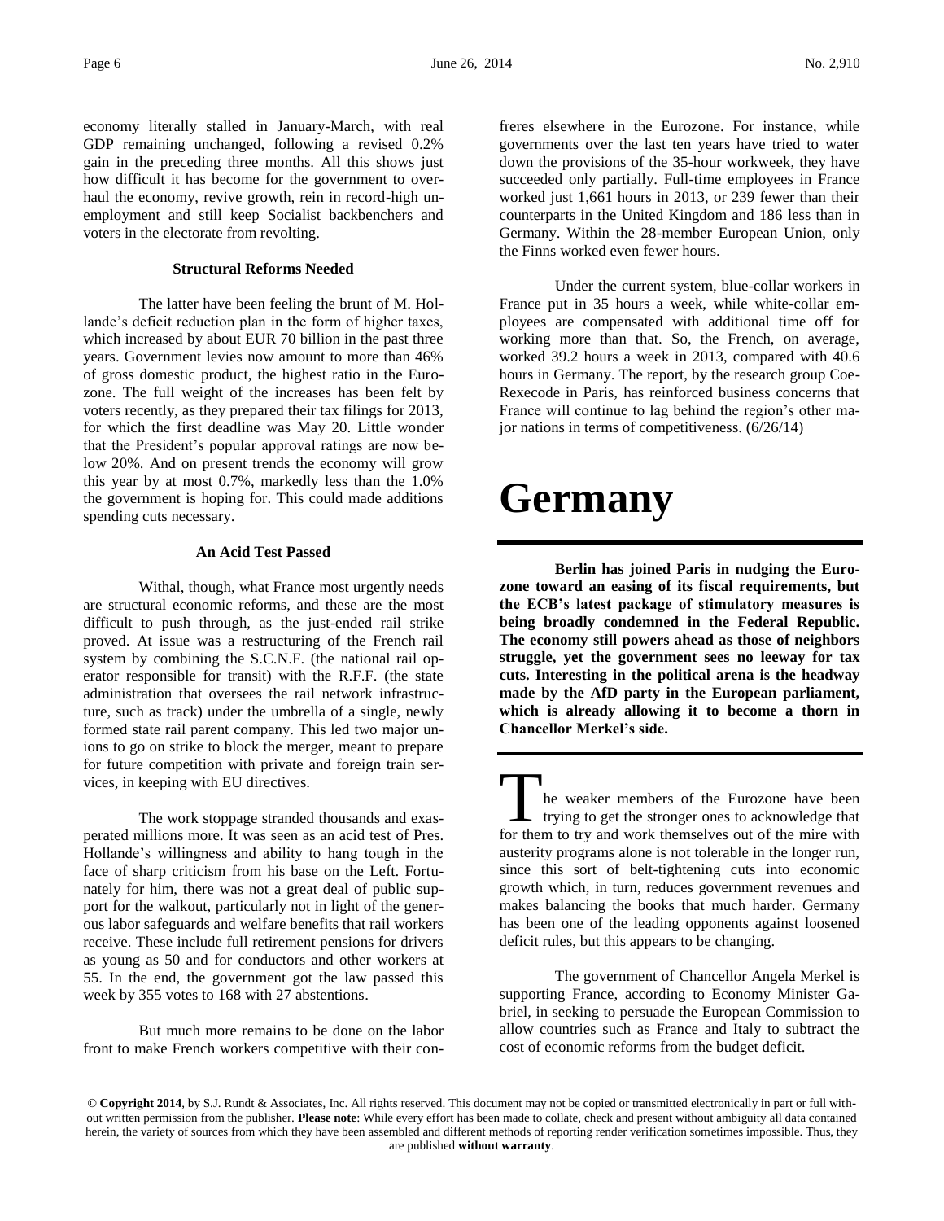economy literally stalled in January-March, with real GDP remaining unchanged, following a revised 0.2% gain in the preceding three months. All this shows just how difficult it has become for the government to overhaul the economy, revive growth, rein in record-high unemployment and still keep Socialist backbenchers and voters in the electorate from revolting.

### Structural Reforms Needed

The latter have been feeling the brunt of M. Hollande's deficit reduction plan in the form of higher taxes, which increased by about EUR 70 billion in the past three years. Government levies now amount to more than 46% of gross domestic product, the highest ratio in the Eurozone. The full weight of the increases has been felt by voters recently, as they prepared their tax filings for 2013, for which the first deadline was May 20. Little wonder that the President's popular approval ratings are now below 20%. And on present trends the economy will grow this year by at most 0.7%, markedly less than the 1.0% the government is hoping for. This could made additions spending cuts necessary.

### An Acid Test Passed

Withal, though, what France most urgently needs are structural economic reforms, and these are the most difficult to push through, as the just-ended rail strike proved. At issue was a restructuring of the French rail system by combining the S.C.N.F. (the national rail operator responsible for transit) with the R.F.F. (the state administration that oversees the rail network infrastructure, such as track) under the umbrella of a single, newly formed state rail parent company. This led two major unions to go on strike to block the merger, meant to prepare for future competition with private and foreign train services, in keeping with EU directives.

The work stoppage stranded thousands and exasperated millions more. It was seen as an acid test of Pres. Hollande's willingness and ability to hang tough in the face of sharp criticism from his base on the Left. Fortunately for him, there was not a great deal of public support for the walkout, particularly not in light of the generous labor safeguards and welfare benefits that rail workers receive. These include full retirement pensions for drivers as young as 50 and for conductors and other workers at 55. In the end, the government got the law passed this week by 355 votes to 168 with 27 abstentions.

But much more remains to be done on the labor front to make French workers competitive with their confreres elsewhere in the Eurozone. For instance, while governments over the last ten years have tried to water down the provisions of the 35-hour workweek, they have succeeded only partially. Full-time employees in France worked just 1,661 hours in 2013, or 239 fewer than their counterparts in the United Kingdom and 186 less than in Germany. Within the 28-member European Union, only the Finns worked even fewer hours.

Under the current system, blue-collar workers in France put in 35 hours a week, while white-collar employees are compensated with additional time off for working more than that. So, the French, on average, worked 39.2 hours a week in 2013, compared with 40.6 hours in Germany. The report, by the research group Coe-Rexecode in Paris, has reinforced business concerns that France will continue to lag behind the region's other major nations in terms of competitiveness. (6/26/14)

# Germany

**Berlin has joined Paris in nudging the Eurozone toward an easing of its fiscal requirements, but the ECB's latest package of stimulatory measures is being broadly condemned in the Federal Republic. The economy still powers ahead as those of neighbors struggle, yet the government sees no leeway for tax cuts. Interesting in the political arena is the headway made by the AfD party in the European parliament, which is already allowing it to become a thorn in Chancellor Merkel's side.**

The weaker members of the Eurozone have been trying to get the stronger ones to acknowledge that for them to try and work themselves out of the mire with austerity programs alone is not tolerable in the longer run, since this sort of belt-tightening cuts into economic growth which, in turn, reduces government revenues and makes balancing the books that much harder. Germany has been one of the leading opponents against loosened deficit rules, but this appears to be changing.

The government of Chancellor Angela Merkel is supporting France, according to Economy Minister Gabriel, in seeking to persuade the European Commission to allow countries such as France and Italy to subtract the cost of economic reforms from the budget deficit.

**© Copyright 2014**, by S.J. Rundt & Associates, Inc. All rights reserved. This document may not be copied or transmitted electronically in part or full without written permission from the publisher. **Please note**: While every effort has been made to collate, check and present without ambiguity all data contained herein, the variety of sources from which they have been assembled and different methods of reporting render verification sometimes impossible. Thus, they are published **without warranty**.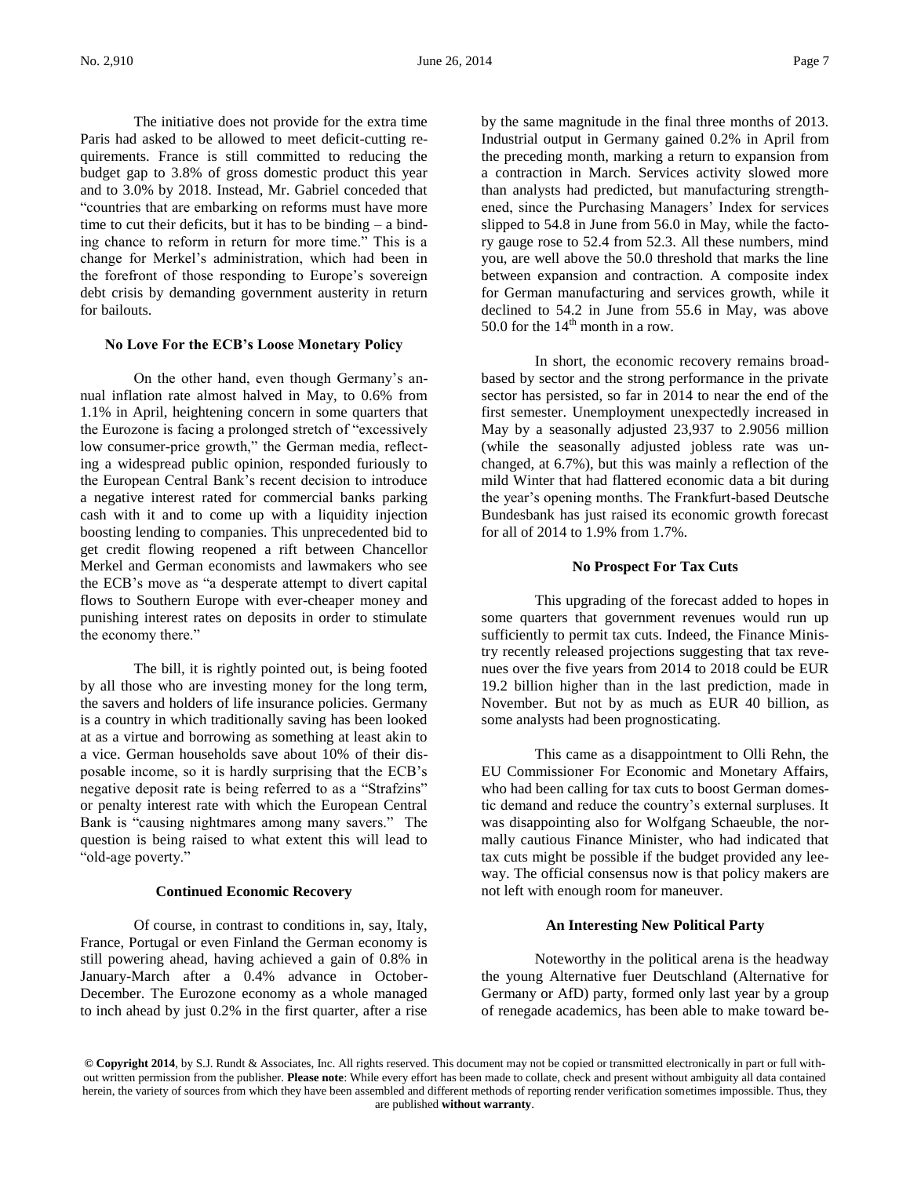The initiative does not provide for the extra time Paris had asked to be allowed to meet deficit-cutting requirements. France is still committed to reducing the budget gap to 3.8% of gross domestic product this year and to 3.0% by 2018. Instead, Mr. Gabriel conceded that "countries that are embarking on reforms must have more time to cut their deficits, but it has to be binding – a binding chance to reform in return for more time." This is a change for Merkel's administration, which had been in the forefront of those responding to Europe's sovereign debt crisis by demanding government austerity in return for bailouts.

### No Love For the ECB's Loose Monetary Policy

On the other hand, even though Germany's annual inflation rate almost halved in May, to 0.6% from 1.1% in April, heightening concern in some quarters that the Eurozone is facing a prolonged stretch of "excessively low consumer-price growth," the German media, reflecting a widespread public opinion, responded furiously to the European Central Bank's recent decision to introduce a negative interest rated for commercial banks parking cash with it and to come up with a liquidity injection boosting lending to companies. This unprecedented bid to get credit flowing reopened a rift between Chancellor Merkel and German economists and lawmakers who see the ECB's move as "a desperate attempt to divert capital flows to Southern Europe with ever-cheaper money and punishing interest rates on deposits in order to stimulate the economy there."

The bill, it is rightly pointed out, is being footed by all those who are investing money for the long term, the savers and holders of life insurance policies. Germany is a country in which traditionally saving has been looked at as a virtue and borrowing as something at least akin to a vice. German households save about 10% of their disposable income, so it is hardly surprising that the ECB's negative deposit rate is being referred to as a "Strafzins" or penalty interest rate with which the European Central Bank is "causing nightmares among many savers." The question is being raised to what extent this will lead to "old-age poverty."

### Continued Economic Recovery

Of course, in contrast to conditions in, say, Italy, France, Portugal or even Finland the German economy is still powering ahead, having achieved a gain of 0.8% in January-March after a 0.4% advance in October-December. The Eurozone economy as a whole managed to inch ahead by just 0.2% in the first quarter, after a rise by the same magnitude in the final three months of 2013. Industrial output in Germany gained 0.2% in April from the preceding month, marking a return to expansion from a contraction in March. Services activity slowed more than analysts had predicted, but manufacturing strengthened, since the Purchasing Managers' Index for services slipped to 54.8 in June from 56.0 in May, while the factory gauge rose to 52.4 from 52.3. All these numbers, mind you, are well above the 50.0 threshold that marks the line between expansion and contraction. A composite index for German manufacturing and services growth, while it declined to 54.2 in June from 55.6 in May, was above 50.0 for the 14th month in a row.

In short, the economic recovery remains broad-based by sector and the strong performance in the private sector has persisted, so far in 2014 to near the end of the first semester. Unemployment unexpectedly increased in May by a seasonally adjusted 23,937 to 2.9056 million (while the seasonally adjusted jobless rate was unchanged, at 6.7%), but this was mainly a reflection of the mild Winter that had flattered economic data a bit during the year's opening months. The Frankfurt-based Deutsche Bundesbank has just raised its economic growth forecast for all of 2014 to 1.9% from 1.7%.

### No Prospect For Tax Cuts

This upgrading of the forecast added to hopes in some quarters that government revenues would run up sufficiently to permit tax cuts. Indeed, the Finance Ministry recently released projections suggesting that tax revenues over the five years from 2014 to 2018 could be EUR 19.2 billion higher than in the last prediction, made in November. But not by as much as EUR 40 billion, as some analysts had been prognosticating.

This came as a disappointment to Olli Rehn, the EU Commissioner For Economic and Monetary Affairs, who had been calling for tax cuts to boost German domestic demand and reduce the country's external surpluses. It was disappointing also for Wolfgang Schaeuble, the normally cautious Finance Minister, who had indicated that tax cuts might be possible if the budget provided any leeway. The official consensus now is that policy makers are not left with enough room for maneuver.

### An Interesting New Political Party

Noteworthy in the political arena is the headway the young Alternative fuer Deutschland (Alternative for Germany or AfD) party, formed only last year by a group of renegade academics, has been able to make toward be-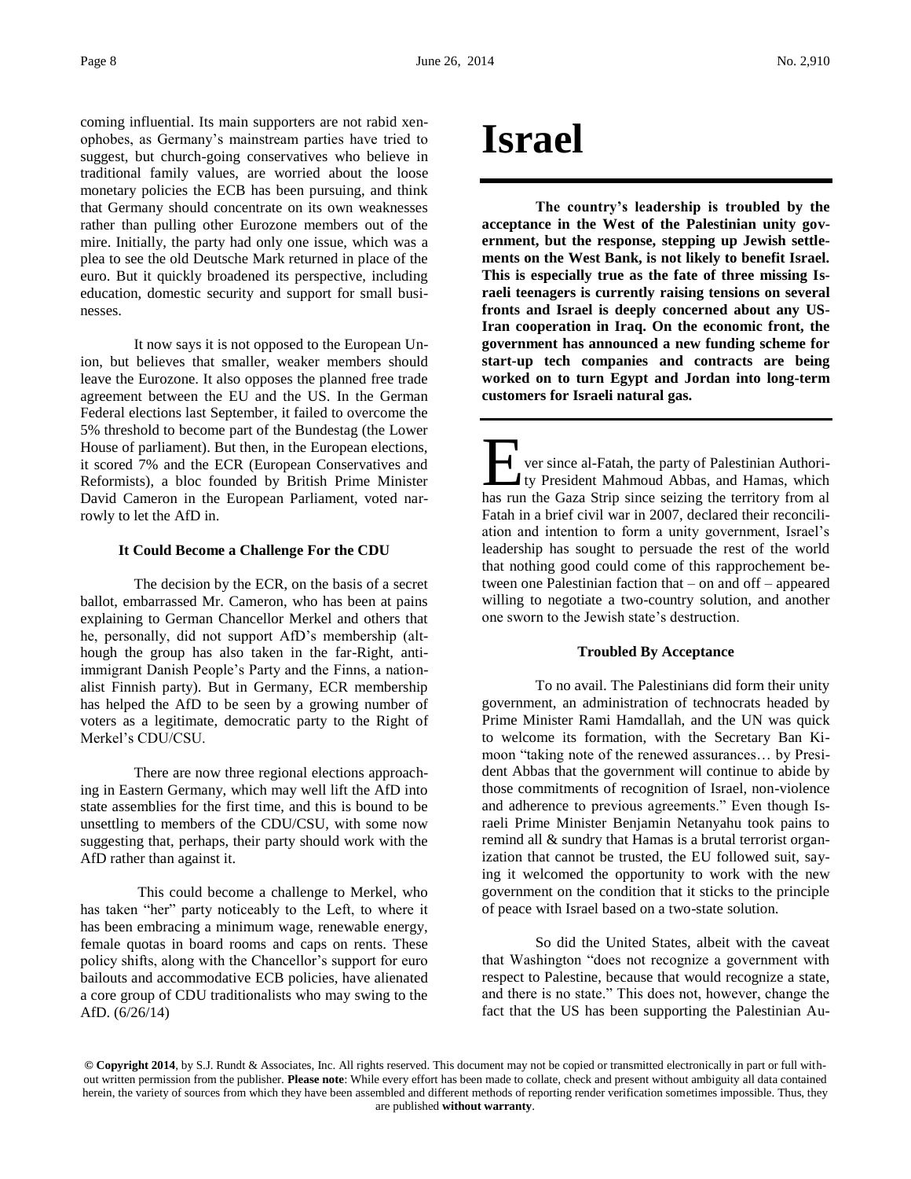coming influential. Its main supporters are not rabid xenophobes, as Germany's mainstream parties have tried to suggest, but church-going conservatives who believe in traditional family values, are worried about the loose monetary policies the ECB has been pursuing, and think that Germany should concentrate on its own weaknesses rather than pulling other Eurozone members out of the mire. Initially, the party had only one issue, which was a plea to see the old Deutsche Mark returned in place of the euro. But it quickly broadened its perspective, including education, domestic security and support for small businesses.

It now says it is not opposed to the European Union, but believes that smaller, weaker members should leave the Eurozone. It also opposes the planned free trade agreement between the EU and the US. In the German Federal elections last September, it failed to overcome the 5% threshold to become part of the Bundestag (the Lower House of parliament). But then, in the European elections, it scored 7% and the ECR (European Conservatives and Reformists), a bloc founded by British Prime Minister David Cameron in the European Parliament, voted narrowly to let the AfD in.

#### It Could Become a Challenge For the CDU

The decision by the ECR, on the basis of a secret ballot, embarrassed Mr. Cameron, who has been at pains explaining to German Chancellor Merkel and others that he, personally, did not support AfD's membership (although the group has also taken in the far-Right, anti-immigrant Danish People's Party and the Finns, a nationalist Finnish party). But in Germany, ECR membership has helped the AfD to be seen by a growing number of voters as a legitimate, democratic party to the Right of Merkel's CDU/CSU.

There are now three regional elections approaching in Eastern Germany, which may well lift the AfD into state assemblies for the first time, and this is bound to be unsettling to members of the CDU/CSU, with some now suggesting that, perhaps, their party should work with the AfD rather than against it.

This could become a challenge to Merkel, who has taken "her" party noticeably to the Left, to where it has been embracing a minimum wage, renewable energy, female quotas in board rooms and caps on rents. These policy shifts, along with the Chancellor's support for euro bailouts and accommodative ECB policies, have alienated a core group of CDU traditionalists who may swing to the AfD. (6/26/14)

# Israel

**The country's leadership is troubled by the acceptance in the West of the Palestinian unity government, but the response, stepping up Jewish settlements on the West Bank, is not likely to benefit Israel. This is especially true as the fate of three missing Israeli teenagers is currently raising tensions on several fronts and Israel is deeply concerned about any US-Iran cooperation in Iraq. On the economic front, the government has announced a new funding scheme for start-up tech companies and contracts are being worked on to turn Egypt and Jordan into long-term customers for Israeli natural gas.**

Ever since al-Fatah, the party of Palestinian Authority President Mahmoud Abbas, and Hamas, which has run the Gaza Strip since seizing the territory from al Fatah in a brief civil war in 2007, declared their reconciliation and intention to form a unity government, Israel's leadership has sought to persuade the rest of the world that nothing good could come of this rapprochement between one Palestinian faction that – on and off – appeared willing to negotiate a two-country solution, and another one sworn to the Jewish state's destruction.

#### Troubled By Acceptance

To no avail. The Palestinians did form their unity government, an administration of technocrats headed by Prime Minister Rami Hamdallah, and the UN was quick to welcome its formation, with the Secretary Ban Ki-moon "taking note of the renewed assurances… by President Abbas that the government will continue to abide by those commitments of recognition of Israel, non-violence and adherence to previous agreements." Even though Israeli Prime Minister Benjamin Netanyahu took pains to remind all & sundry that Hamas is a brutal terrorist organization that cannot be trusted, the EU followed suit, saying it welcomed the opportunity to work with the new government on the condition that it sticks to the principle of peace with Israel based on a two-state solution.

So did the United States, albeit with the caveat that Washington "does not recognize a government with respect to Palestine, because that would recognize a state, and there is no state." This does not, however, change the fact that the US has been supporting the Palestinian Au-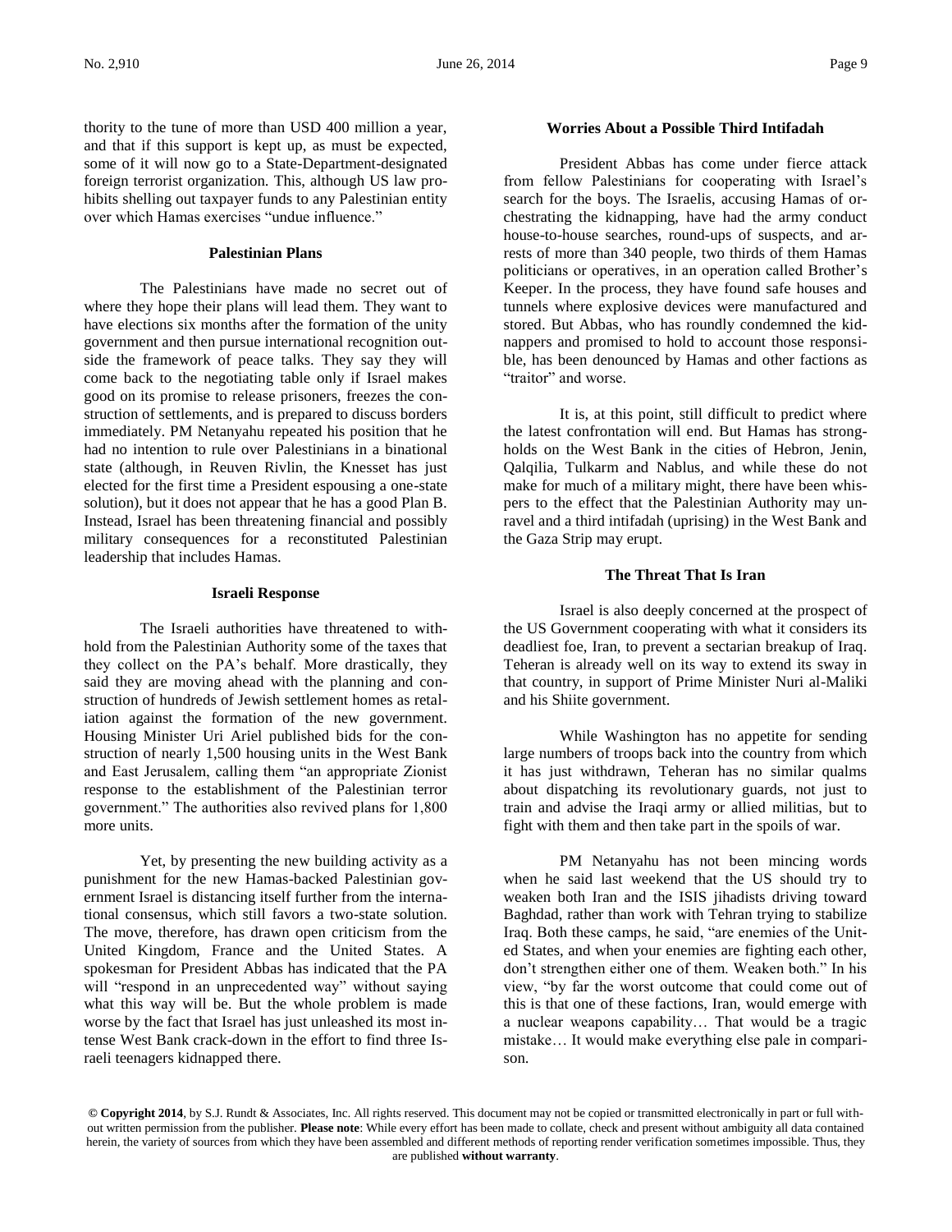thority to the tune of more than USD 400 million a year, and that if this support is kept up, as must be expected, some of it will now go to a State-Department-designated foreign terrorist organization. This, although US law prohibits shelling out taxpayer funds to any Palestinian entity over which Hamas exercises "undue influence."

### Palestinian Plans

The Palestinians have made no secret out of where they hope their plans will lead them. They want to have elections six months after the formation of the unity government and then pursue international recognition outside the framework of peace talks. They say they will come back to the negotiating table only if Israel makes good on its promise to release prisoners, freezes the construction of settlements, and is prepared to discuss borders immediately. PM Netanyahu repeated his position that he had no intention to rule over Palestinians in a binational state (although, in Reuven Rivlin, the Knesset has just elected for the first time a President espousing a one-state solution), but it does not appear that he has a good Plan B. Instead, Israel has been threatening financial and possibly military consequences for a reconstituted Palestinian leadership that includes Hamas.

### Israeli Response

The Israeli authorities have threatened to withhold from the Palestinian Authority some of the taxes that they collect on the PA's behalf. More drastically, they said they are moving ahead with the planning and construction of hundreds of Jewish settlement homes as retaliation against the formation of the new government. Housing Minister Uri Ariel published bids for the construction of nearly 1,500 housing units in the West Bank and East Jerusalem, calling them "an appropriate Zionist response to the establishment of the Palestinian terror government." The authorities also revived plans for 1,800 more units.

Yet, by presenting the new building activity as a punishment for the new Hamas-backed Palestinian government Israel is distancing itself further from the international consensus, which still favors a two-state solution. The move, therefore, has drawn open criticism from the United Kingdom, France and the United States. A spokesman for President Abbas has indicated that the PA will "respond in an unprecedented way" without saying what this way will be. But the whole problem is made worse by the fact that Israel has just unleashed its most intense West Bank crack-down in the effort to find three Israeli teenagers kidnapped there.

### Worries About a Possible Third Intifadah

President Abbas has come under fierce attack from fellow Palestinians for cooperating with Israel's search for the boys. The Israelis, accusing Hamas of orchestrating the kidnapping, have had the army conduct house-to-house searches, round-ups of suspects, and arrests of more than 340 people, two thirds of them Hamas politicians or operatives, in an operation called Brother's Keeper. In the process, they have found safe houses and tunnels where explosive devices were manufactured and stored. But Abbas, who has roundly condemned the kidnappers and promised to hold to account those responsible, has been denounced by Hamas and other factions as "traitor" and worse.

It is, at this point, still difficult to predict where the latest confrontation will end. But Hamas has strongholds on the West Bank in the cities of Hebron, Jenin, Qalqilia, Tulkarm and Nablus, and while these do not make for much of a military might, there have been whispers to the effect that the Palestinian Authority may unravel and a third intifadah (uprising) in the West Bank and the Gaza Strip may erupt.

### The Threat That Is Iran

Israel is also deeply concerned at the prospect of the US Government cooperating with what it considers its deadliest foe, Iran, to prevent a sectarian breakup of Iraq. Teheran is already well on its way to extend its sway in that country, in support of Prime Minister Nuri al-Maliki and his Shiite government.

While Washington has no appetite for sending large numbers of troops back into the country from which it has just withdrawn, Teheran has no similar qualms about dispatching its revolutionary guards, not just to train and advise the Iraqi army or allied militias, but to fight with them and then take part in the spoils of war.

PM Netanyahu has not been mincing words when he said last weekend that the US should try to weaken both Iran and the ISIS jihadists driving toward Baghdad, rather than work with Tehran trying to stabilize Iraq. Both these camps, he said, "are enemies of the United States, and when your enemies are fighting each other, don't strengthen either one of them. Weaken both." In his view, "by far the worst outcome that could come out of this is that one of these factions, Iran, would emerge with a nuclear weapons capability… That would be a tragic mistake… It would make everything else pale in comparison.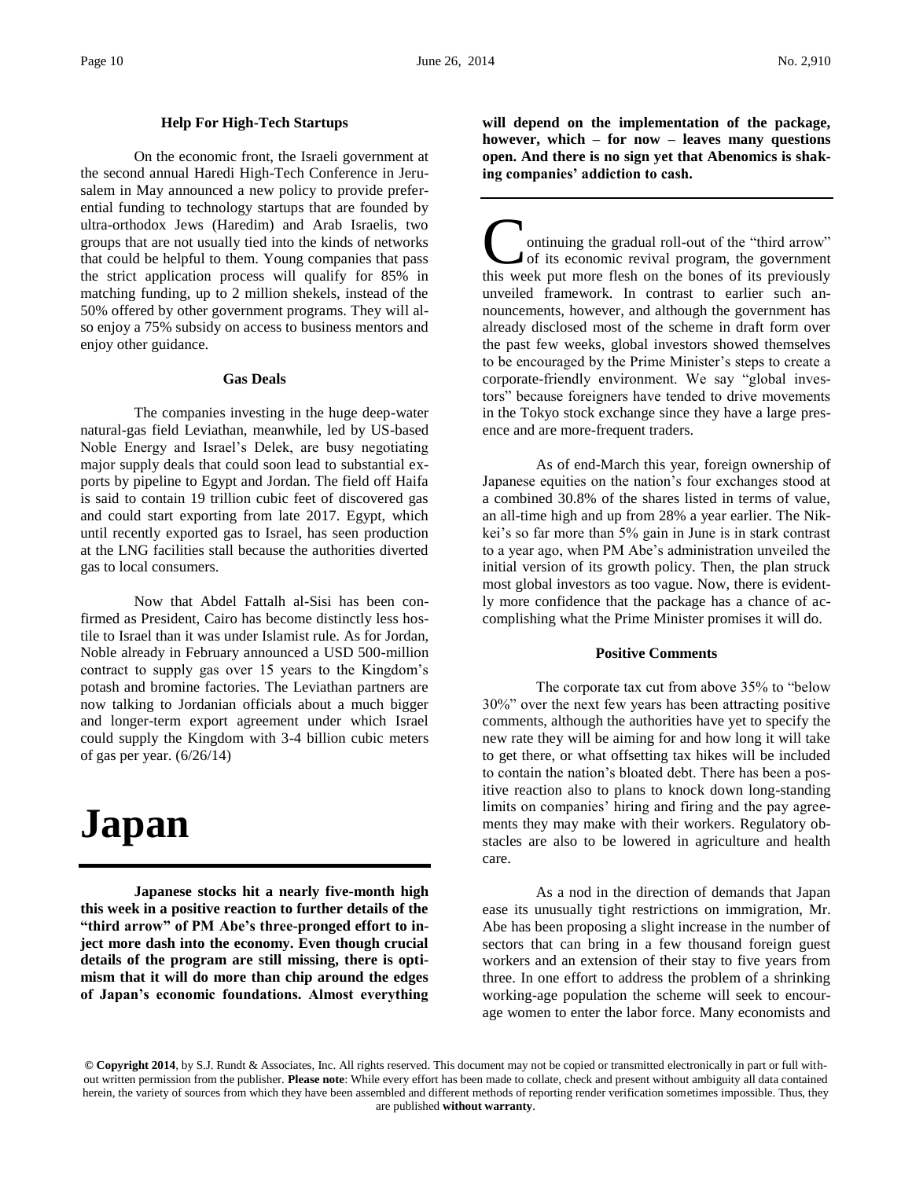### Help For High-Tech Startups

On the economic front, the Israeli government at the second annual Haredi High-Tech Conference in Jerusalem in May announced a new policy to provide preferential funding to technology startups that are founded by ultra-orthodox Jews (Haredim) and Arab Israelis, two groups that are not usually tied into the kinds of networks that could be helpful to them. Young companies that pass the strict application process will qualify for 85% in matching funding, up to 2 million shekels, instead of the 50% offered by other government programs. They will also enjoy a 75% subsidy on access to business mentors and enjoy other guidance.

### Gas Deals

The companies investing in the huge deep-water natural-gas field Leviathan, meanwhile, led by US-based Noble Energy and Israel's Delek, are busy negotiating major supply deals that could soon lead to substantial exports by pipeline to Egypt and Jordan. The field off Haifa is said to contain 19 trillion cubic feet of discovered gas and could start exporting from late 2017. Egypt, which until recently exported gas to Israel, has seen production at the LNG facilities stall because the authorities diverted gas to local consumers.

Now that Abdel Fattalh al-Sisi has been confirmed as President, Cairo has become distinctly less hostile to Israel than it was under Islamist rule. As for Jordan, Noble already in February announced a USD 500-million contract to supply gas over 15 years to the Kingdom's potash and bromine factories. The Leviathan partners are now talking to Jordanian officials about a much bigger and longer-term export agreement under which Israel could supply the Kingdom with 3-4 billion cubic meters of gas per year. (6/26/14)

# Japan

**Japanese stocks hit a nearly five-month high this week in a positive reaction to further details of the "third arrow" of PM Abe's three-pronged effort to inject more dash into the economy. Even though crucial details of the program are still missing, there is optimism that it will do more than chip around the edges of Japan's economic foundations. Almost everything will depend on the implementation of the package, however, which – for now – leaves many questions open. And there is no sign yet that Abenomics is shaking companies' addiction to cash.**

Continuing the gradual roll-out of the "third arrow" of its economic revival program, the government this week put more flesh on the bones of its previously unveiled framework. In contrast to earlier such announcements, however, and although the government has already disclosed most of the scheme in draft form over the past few weeks, global investors showed themselves to be encouraged by the Prime Minister's steps to create a corporate-friendly environment. We say "global investors" because foreigners have tended to drive movements in the Tokyo stock exchange since they have a large presence and are more-frequent traders.

As of end-March this year, foreign ownership of Japanese equities on the nation's four exchanges stood at a combined 30.8% of the shares listed in terms of value, an all-time high and up from 28% a year earlier. The Nikkei's so far more than 5% gain in June is in stark contrast to a year ago, when PM Abe's administration unveiled the initial version of its growth policy. Then, the plan struck most global investors as too vague. Now, there is evidently more confidence that the package has a chance of accomplishing what the Prime Minister promises it will do.

### Positive Comments

The corporate tax cut from above 35% to "below 30%" over the next few years has been attracting positive comments, although the authorities have yet to specify the new rate they will be aiming for and how long it will take to get there, or what offsetting tax hikes will be included to contain the nation's bloated debt. There has been a positive reaction also to plans to knock down long-standing limits on companies' hiring and firing and the pay agreements they may make with their workers. Regulatory obstacles are also to be lowered in agriculture and health care.

As a nod in the direction of demands that Japan ease its unusually tight restrictions on immigration, Mr. Abe has been proposing a slight increase in the number of sectors that can bring in a few thousand foreign guest workers and an extension of their stay to five years from three. In one effort to address the problem of a shrinking working-age population the scheme will seek to encourage women to enter the labor force. Many economists and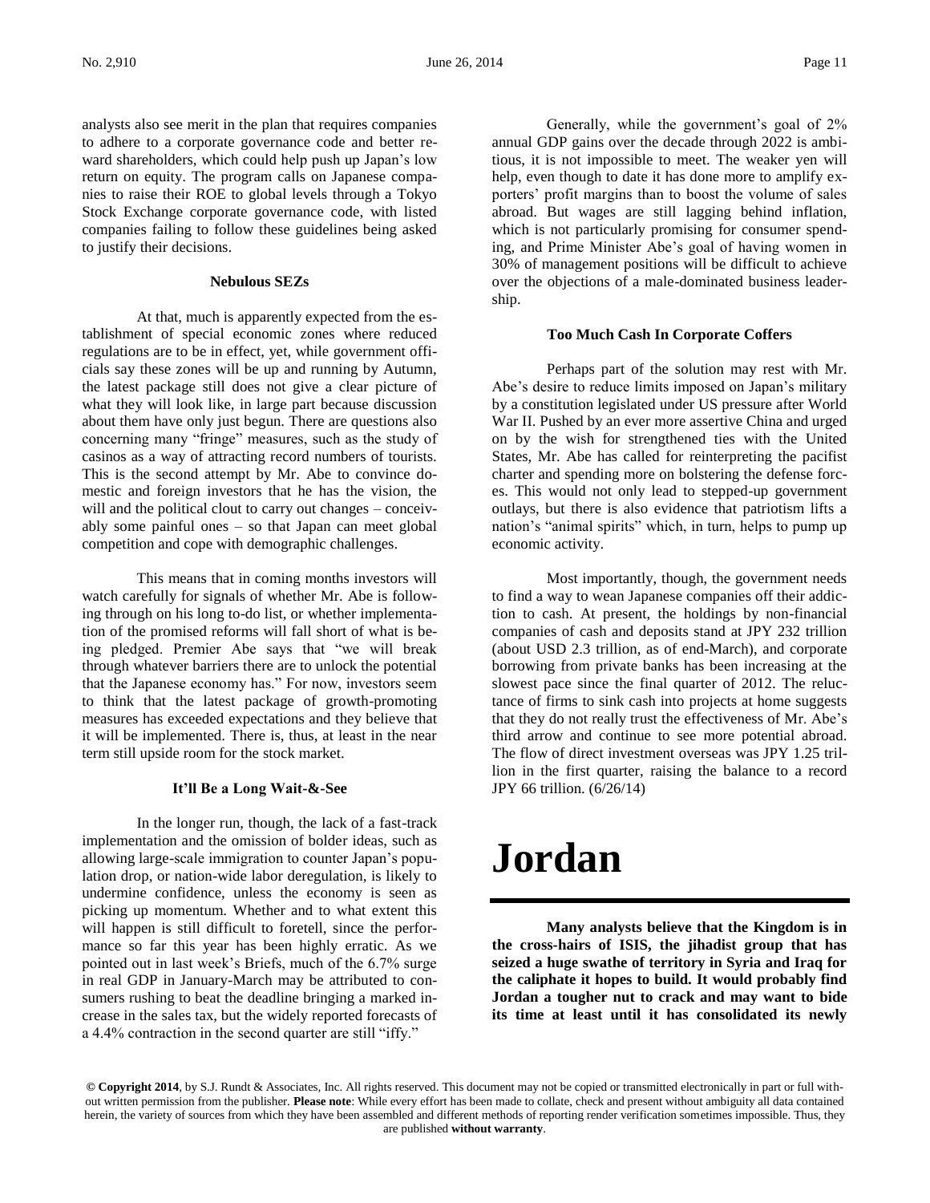analysts also see merit in the plan that requires companies to adhere to a corporate governance code and better reward shareholders, which could help push up Japan's low return on equity. The program calls on Japanese companies to raise their ROE to global levels through a Tokyo Stock Exchange corporate governance code, with listed companies failing to follow these guidelines being asked to justify their decisions.

#### Nebulous SEZs

At that, much is apparently expected from the establishment of special economic zones where reduced regulations are to be in effect, yet, while government officials say these zones will be up and running by Autumn, the latest package still does not give a clear picture of what they will look like, in large part because discussion about them have only just begun. There are questions also concerning many "fringe" measures, such as the study of casinos as a way of attracting record numbers of tourists. This is the second attempt by Mr. Abe to convince domestic and foreign investors that he has the vision, the will and the political clout to carry out changes – conceivably some painful ones – so that Japan can meet global competition and cope with demographic challenges.

This means that in coming months investors will watch carefully for signals of whether Mr. Abe is following through on his long to-do list, or whether implementation of the promised reforms will fall short of what is being pledged. Premier Abe says that "we will break through whatever barriers there are to unlock the potential that the Japanese economy has." For now, investors seem to think that the latest package of growth-promoting measures has exceeded expectations and they believe that it will be implemented. There is, thus, at least in the near term still upside room for the stock market.

#### It'll Be a Long Wait-&-See

In the longer run, though, the lack of a fast-track implementation and the omission of bolder ideas, such as allowing large-scale immigration to counter Japan's population drop, or nation-wide labor deregulation, is likely to undermine confidence, unless the economy is seen as picking up momentum. Whether and to what extent this will happen is still difficult to foretell, since the performance so far this year has been highly erratic. As we pointed out in last week's Briefs, much of the 6.7% surge in real GDP in January-March may be attributed to consumers rushing to beat the deadline bringing a marked increase in the sales tax, but the widely reported forecasts of a 4.4% contraction in the second quarter are still "iffy."

Generally, while the government's goal of 2% annual GDP gains over the decade through 2022 is ambitious, it is not impossible to meet. The weaker yen will help, even though to date it has done more to amplify exporters' profit margins than to boost the volume of sales abroad. But wages are still lagging behind inflation, which is not particularly promising for consumer spending, and Prime Minister Abe's goal of having women in 30% of management positions will be difficult to achieve over the objections of a male-dominated business leadership.

#### Too Much Cash In Corporate Coffers

Perhaps part of the solution may rest with Mr. Abe's desire to reduce limits imposed on Japan's military by a constitution legislated under US pressure after World War II. Pushed by an ever more assertive China and urged on by the wish for strengthened ties with the United States, Mr. Abe has called for reinterpreting the pacifist charter and spending more on bolstering the defense forces. This would not only lead to stepped-up government outlays, but there is also evidence that patriotism lifts a nation's "animal spirits" which, in turn, helps to pump up economic activity.

Most importantly, though, the government needs to find a way to wean Japanese companies off their addiction to cash. At present, the holdings by non-financial companies of cash and deposits stand at JPY 232 trillion (about USD 2.3 trillion, as of end-March), and corporate borrowing from private banks has been increasing at the slowest pace since the final quarter of 2012. The reluctance of firms to sink cash into projects at home suggests that they do not really trust the effectiveness of Mr. Abe's third arrow and continue to see more potential abroad. The flow of direct investment overseas was JPY 1.25 trillion in the first quarter, raising the balance to a record JPY 66 trillion. (6/26/14)

# Jordan

**Many analysts believe that the Kingdom is in the cross-hairs of ISIS, the jihadist group that has seized a huge swathe of territory in Syria and Iraq for the caliphate it hopes to build. It would probably find Jordan a tougher nut to crack and may want to bide its time at least until it has consolidated its newly**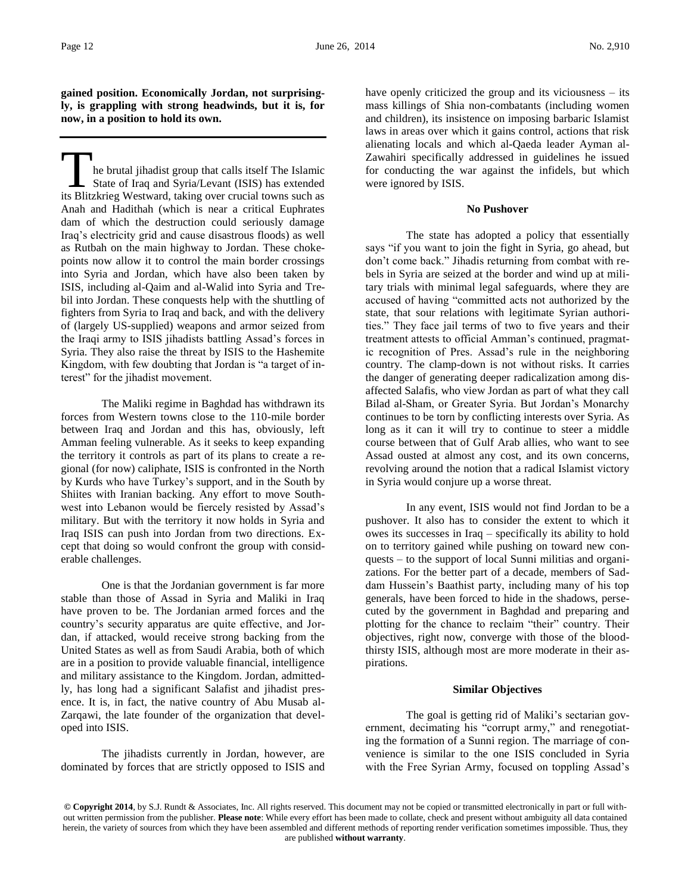**gained position. Economically Jordan, not surprisingly, is grappling with strong headwinds, but it is, for now, in a position to hold its own.**

---

The brutal jihadist group that calls itself The Islamic State of Iraq and Syria/Levant (ISIS) has extended its Blitzkrieg Westward, taking over crucial towns such as Anah and Hadithah (which is near a critical Euphrates dam of which the destruction could seriously damage Iraq's electricity grid and cause disastrous floods) as well as Rutbah on the main highway to Jordan. These choke-points now allow it to control the main border crossings into Syria and Jordan, which have also been taken by ISIS, including al-Qaim and al-Walid into Syria and Trebil into Jordan. These conquests help with the shuttling of fighters from Syria to Iraq and back, and with the delivery of (largely US-supplied) weapons and armor seized from the Iraqi army to ISIS jihadists battling Assad's forces in Syria. They also raise the threat by ISIS to the Hashemite Kingdom, with few doubting that Jordan is "a target of interest" for the jihadist movement.

The Maliki regime in Baghdad has withdrawn its forces from Western towns close to the 110-mile border between Iraq and Jordan and this has, obviously, left Amman feeling vulnerable. As it seeks to keep expanding the territory it controls as part of its plans to create a regional (for now) caliphate, ISIS is confronted in the North by Kurds who have Turkey's support, and in the South by Shiites with Iranian backing. Any effort to move Southwest into Lebanon would be fiercely resisted by Assad's military. But with the territory it now holds in Syria and Iraq ISIS can push into Jordan from two directions. Except that doing so would confront the group with considerable challenges.

One is that the Jordanian government is far more stable than those of Assad in Syria and Maliki in Iraq have proven to be. The Jordanian armed forces and the country's security apparatus are quite effective, and Jordan, if attacked, would receive strong backing from the United States as well as from Saudi Arabia, both of which are in a position to provide valuable financial, intelligence and military assistance to the Kingdom. Jordan, admittedly, has long had a significant Salafist and jihadist presence. It is, in fact, the native country of Abu Musab al-Zarqawi, the late founder of the organization that developed into ISIS.

The jihadists currently in Jordan, however, are dominated by forces that are strictly opposed to ISIS and have openly criticized the group and its viciousness – its mass killings of Shia non-combatants (including women and children), its insistence on imposing barbaric Islamist laws in areas over which it gains control, actions that risk alienating locals and which al-Qaeda leader Ayman al-Zawahiri specifically addressed in guidelines he issued for conducting the war against the infidels, but which were ignored by ISIS.

### No Pushover

The state has adopted a policy that essentially says "if you want to join the fight in Syria, go ahead, but don't come back." Jihadis returning from combat with rebels in Syria are seized at the border and wind up at military trials with minimal legal safeguards, where they are accused of having "committed acts not authorized by the state, that sour relations with legitimate Syrian authorities." They face jail terms of two to five years and their treatment attests to official Amman's continued, pragmatic recognition of Pres. Assad's rule in the neighboring country. The clamp-down is not without risks. It carries the danger of generating deeper radicalization among disaffected Salafis, who view Jordan as part of what they call Bilad al-Sham, or Greater Syria. But Jordan's Monarchy continues to be torn by conflicting interests over Syria. As long as it can it will try to continue to steer a middle course between that of Gulf Arab allies, who want to see Assad ousted at almost any cost, and its own concerns, revolving around the notion that a radical Islamist victory in Syria would conjure up a worse threat.

In any event, ISIS would not find Jordan to be a pushover. It also has to consider the extent to which it owes its successes in Iraq – specifically its ability to hold on to territory gained while pushing on toward new conquests – to the support of local Sunni militias and organizations. For the better part of a decade, members of Saddam Hussein's Baathist party, including many of his top generals, have been forced to hide in the shadows, persecuted by the government in Baghdad and preparing and plotting for the chance to reclaim "their" country. Their objectives, right now, converge with those of the bloodthirsty ISIS, although most are more moderate in their aspirations.

### Similar Objectives

The goal is getting rid of Maliki's sectarian government, decimating his "corrupt army," and renegotiating the formation of a Sunni region. The marriage of convenience is similar to the one ISIS concluded in Syria with the Free Syrian Army, focused on toppling Assad's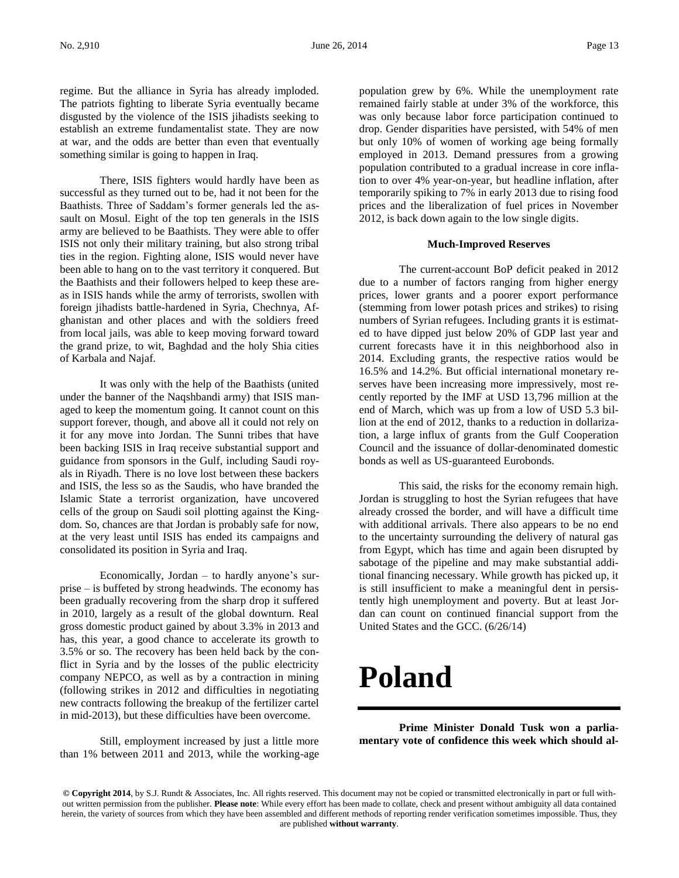regime. But the alliance in Syria has already imploded. The patriots fighting to liberate Syria eventually became disgusted by the violence of the ISIS jihadists seeking to establish an extreme fundamentalist state. They are now at war, and the odds are better than even that eventually something similar is going to happen in Iraq.

There, ISIS fighters would hardly have been as successful as they turned out to be, had it not been for the Baathists. Three of Saddam's former generals led the assault on Mosul. Eight of the top ten generals in the ISIS army are believed to be Baathists. They were able to offer ISIS not only their military training, but also strong tribal ties in the region. Fighting alone, ISIS would never have been able to hang on to the vast territory it conquered. But the Baathists and their followers helped to keep these areas in ISIS hands while the army of terrorists, swollen with foreign jihadists battle-hardened in Syria, Chechnya, Afghanistan and other places and with the soldiers freed from local jails, was able to keep moving forward toward the grand prize, to wit, Baghdad and the holy Shia cities of Karbala and Najaf.

It was only with the help of the Baathists (united under the banner of the Naqshbandi army) that ISIS managed to keep the momentum going. It cannot count on this support forever, though, and above all it could not rely on it for any move into Jordan. The Sunni tribes that have been backing ISIS in Iraq receive substantial support and guidance from sponsors in the Gulf, including Saudi royals in Riyadh. There is no love lost between these backers and ISIS, the less so as the Saudis, who have branded the Islamic State a terrorist organization, have uncovered cells of the group on Saudi soil plotting against the Kingdom. So, chances are that Jordan is probably safe for now, at the very least until ISIS has ended its campaigns and consolidated its position in Syria and Iraq.

Economically, Jordan – to hardly anyone's surprise – is buffeted by strong headwinds. The economy has been gradually recovering from the sharp drop it suffered in 2010, largely as a result of the global downturn. Real gross domestic product gained by about 3.3% in 2013 and has, this year, a good chance to accelerate its growth to 3.5% or so. The recovery has been held back by the conflict in Syria and by the losses of the public electricity company NEPCO, as well as by a contraction in mining (following strikes in 2012 and difficulties in negotiating new contracts following the breakup of the fertilizer cartel in mid-2013), but these difficulties have been overcome.

Still, employment increased by just a little more than 1% between 2011 and 2013, while the working-age population grew by 6%. While the unemployment rate remained fairly stable at under 3% of the workforce, this was only because labor force participation continued to drop. Gender disparities have persisted, with 54% of men but only 10% of women of working age being formally employed in 2013. Demand pressures from a growing population contributed to a gradual increase in core inflation to over 4% year-on-year, but headline inflation, after temporarily spiking to 7% in early 2013 due to rising food prices and the liberalization of fuel prices in November 2012, is back down again to the low single digits.

**Much-Improved Reserves**

The current-account BoP deficit peaked in 2012 due to a number of factors ranging from higher energy prices, lower grants and a poorer export performance (stemming from lower potash prices and strikes) to rising numbers of Syrian refugees. Including grants it is estimated to have dipped just below 20% of GDP last year and current forecasts have it in this neighborhood also in 2014. Excluding grants, the respective ratios would be 16.5% and 14.2%. But official international monetary reserves have been increasing more impressively, most recently reported by the IMF at USD 13,796 million at the end of March, which was up from a low of USD 5.3 billion at the end of 2012, thanks to a reduction in dollarization, a large influx of grants from the Gulf Cooperation Council and the issuance of dollar-denominated domestic bonds as well as US-guaranteed Eurobonds.

This said, the risks for the economy remain high. Jordan is struggling to host the Syrian refugees that have already crossed the border, and will have a difficult time with additional arrivals. There also appears to be no end to the uncertainty surrounding the delivery of natural gas from Egypt, which has time and again been disrupted by sabotage of the pipeline and may make substantial additional financing necessary. While growth has picked up, it is still insufficient to make a meaningful dent in persistently high unemployment and poverty. But at least Jordan can count on continued financial support from the United States and the GCC. (6/26/14)

# Poland

**Prime Minister Donald Tusk won a parliamentary vote of confidence this week which should al-**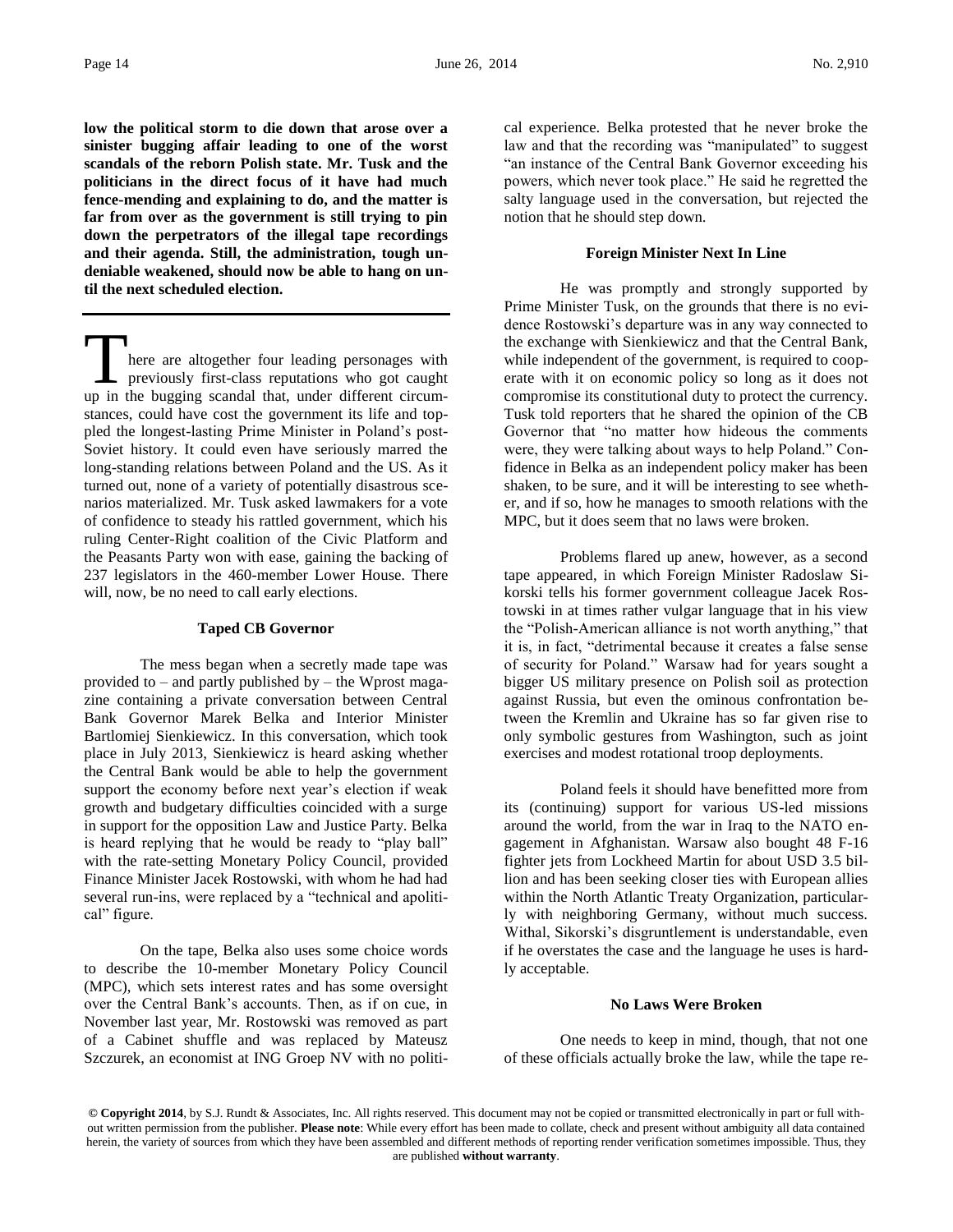**low the political storm to die down that arose over a sinister bugging affair leading to one of the worst scandals of the reborn Polish state. Mr. Tusk and the politicians in the direct focus of it have had much fence-mending and explaining to do, and the matter is far from over as the government is still trying to pin down the perpetrators of the illegal tape recordings and their agenda. Still, the administration, tough undeniable weakened, should now be able to hang on until the next scheduled election.**

---

There are altogether four leading personages with previously first-class reputations who got caught up in the bugging scandal that, under different circumstances, could have cost the government its life and toppled the longest-lasting Prime Minister in Poland's post-Soviet history. It could even have seriously marred the long-standing relations between Poland and the US. As it turned out, none of a variety of potentially disastrous scenarios materialized. Mr. Tusk asked lawmakers for a vote of confidence to steady his rattled government, which his ruling Center-Right coalition of the Civic Platform and the Peasants Party won with ease, gaining the backing of 237 legislators in the 460-member Lower House. There will, now, be no need to call early elections.

### Taped CB Governor

The mess began when a secretly made tape was provided to – and partly published by – the Wprost magazine containing a private conversation between Central Bank Governor Marek Belka and Interior Minister Bartlomiej Sienkiewicz. In this conversation, which took place in July 2013, Sienkiewicz is heard asking whether the Central Bank would be able to help the government support the economy before next year's election if weak growth and budgetary difficulties coincided with a surge in support for the opposition Law and Justice Party. Belka is heard replying that he would be ready to "play ball" with the rate-setting Monetary Policy Council, provided Finance Minister Jacek Rostowski, with whom he had had several run-ins, were replaced by a "technical and apolitical" figure.

On the tape, Belka also uses some choice words to describe the 10-member Monetary Policy Council (MPC), which sets interest rates and has some oversight over the Central Bank's accounts. Then, as if on cue, in November last year, Mr. Rostowski was removed as part of a Cabinet shuffle and was replaced by Mateusz Szczurek, an economist at ING Groep NV with no political experience. Belka protested that he never broke the law and that the recording was "manipulated" to suggest "an instance of the Central Bank Governor exceeding his powers, which never took place." He said he regretted the salty language used in the conversation, but rejected the notion that he should step down.

### Foreign Minister Next In Line

He was promptly and strongly supported by Prime Minister Tusk, on the grounds that there is no evidence Rostowski's departure was in any way connected to the exchange with Sienkiewicz and that the Central Bank, while independent of the government, is required to cooperate with it on economic policy so long as it does not compromise its constitutional duty to protect the currency. Tusk told reporters that he shared the opinion of the CB Governor that "no matter how hideous the comments were, they were talking about ways to help Poland." Confidence in Belka as an independent policy maker has been shaken, to be sure, and it will be interesting to see whether, and if so, how he manages to smooth relations with the MPC, but it does seem that no laws were broken.

Problems flared up anew, however, as a second tape appeared, in which Foreign Minister Radoslaw Sikorski tells his former government colleague Jacek Rostowski in at times rather vulgar language that in his view the "Polish-American alliance is not worth anything," that it is, in fact, "detrimental because it creates a false sense of security for Poland." Warsaw had for years sought a bigger US military presence on Polish soil as protection against Russia, but even the ominous confrontation between the Kremlin and Ukraine has so far given rise to only symbolic gestures from Washington, such as joint exercises and modest rotational troop deployments.

Poland feels it should have benefitted more from its (continuing) support for various US-led missions around the world, from the war in Iraq to the NATO engagement in Afghanistan. Warsaw also bought 48 F-16 fighter jets from Lockheed Martin for about USD 3.5 billion and has been seeking closer ties with European allies within the North Atlantic Treaty Organization, particularly with neighboring Germany, without much success. Withal, Sikorski's disgruntlement is understandable, even if he overstates the case and the language he uses is hardly acceptable.

### No Laws Were Broken

One needs to keep in mind, though, that not one of these officials actually broke the law, while the tape re-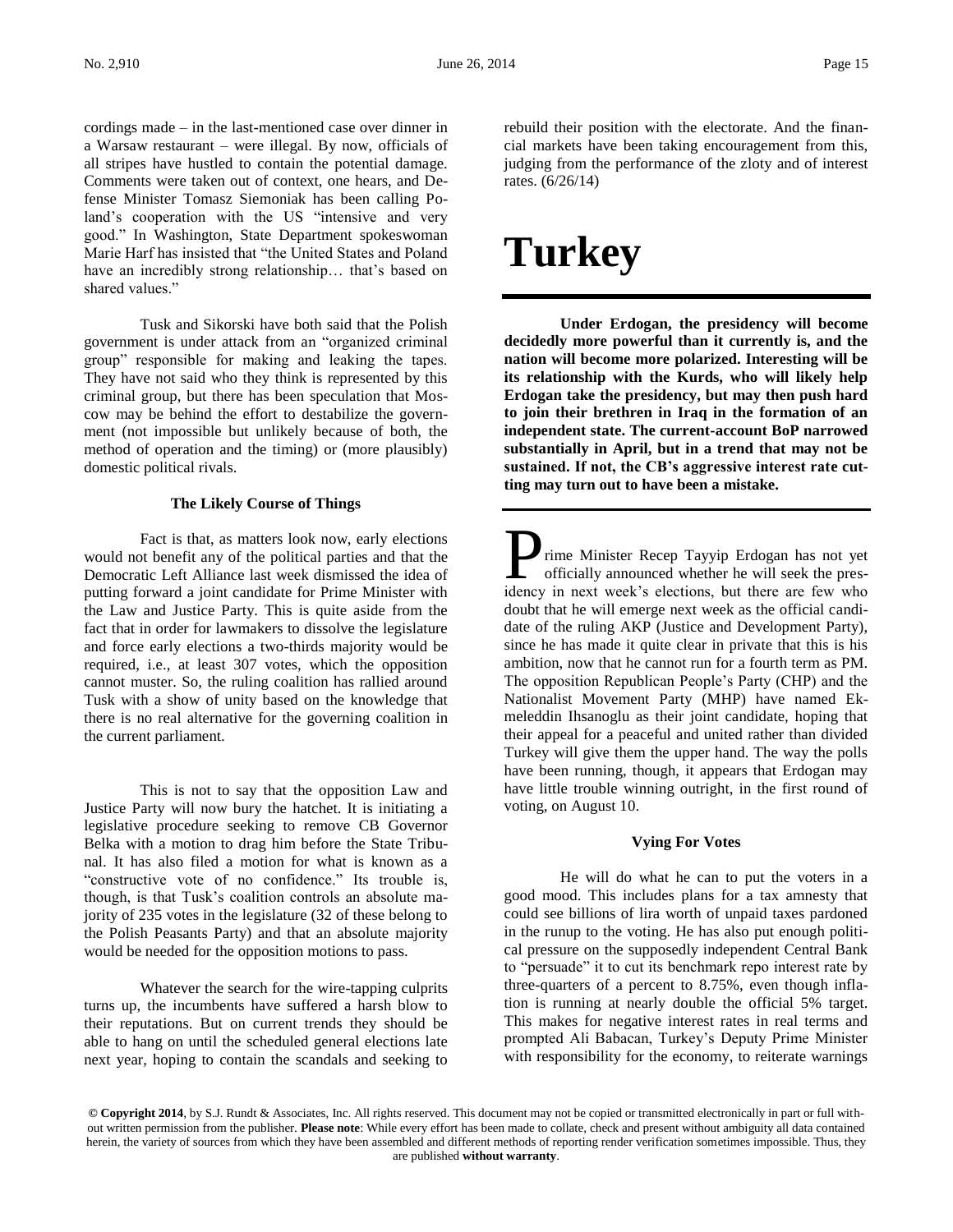cordings made – in the last-mentioned case over dinner in a Warsaw restaurant – were illegal. By now, officials of all stripes have hustled to contain the potential damage. Comments were taken out of context, one hears, and Defense Minister Tomasz Siemoniak has been calling Poland's cooperation with the US "intensive and very good." In Washington, State Department spokeswoman Marie Harf has insisted that "the United States and Poland have an incredibly strong relationship… that's based on shared values."

Tusk and Sikorski have both said that the Polish government is under attack from an "organized criminal group" responsible for making and leaking the tapes. They have not said who they think is represented by this criminal group, but there has been speculation that Moscow may be behind the effort to destabilize the government (not impossible but unlikely because of both, the method of operation and the timing) or (more plausibly) domestic political rivals.

### The Likely Course of Things

Fact is that, as matters look now, early elections would not benefit any of the political parties and that the Democratic Left Alliance last week dismissed the idea of putting forward a joint candidate for Prime Minister with the Law and Justice Party. This is quite aside from the fact that in order for lawmakers to dissolve the legislature and force early elections a two-thirds majority would be required, i.e., at least 307 votes, which the opposition cannot muster. So, the ruling coalition has rallied around Tusk with a show of unity based on the knowledge that there is no real alternative for the governing coalition in the current parliament.

This is not to say that the opposition Law and Justice Party will now bury the hatchet. It is initiating a legislative procedure seeking to remove CB Governor Belka with a motion to drag him before the State Tribunal. It has also filed a motion for what is known as a "constructive vote of no confidence." Its trouble is, though, is that Tusk's coalition controls an absolute majority of 235 votes in the legislature (32 of these belong to the Polish Peasants Party) and that an absolute majority would be needed for the opposition motions to pass.

Whatever the search for the wire-tapping culprits turns up, the incumbents have suffered a harsh blow to their reputations. But on current trends they should be able to hang on until the scheduled general elections late next year, hoping to contain the scandals and seeking to rebuild their position with the electorate. And the financial markets have been taking encouragement from this, judging from the performance of the zloty and of interest rates. (6/26/14)

# Turkey

**Under Erdogan, the presidency will become decidedly more powerful than it currently is, and the nation will become more polarized. Interesting will be its relationship with the Kurds, who will likely help Erdogan take the presidency, but may then push hard to join their brethren in Iraq in the formation of an independent state. The current-account BoP narrowed substantially in April, but in a trend that may not be sustained. If not, the CB's aggressive interest rate cutting may turn out to have been a mistake.**

Prime Minister Recep Tayyip Erdogan has not yet officially announced whether he will seek the presidency in next week's elections, but there are few who doubt that he will emerge next week as the official candidate of the ruling AKP (Justice and Development Party), since he has made it quite clear in private that this is his ambition, now that he cannot run for a fourth term as PM. The opposition Republican People's Party (CHP) and the Nationalist Movement Party (MHP) have named Ekmeleddin Ihsanoglu as their joint candidate, hoping that their appeal for a peaceful and united rather than divided Turkey will give them the upper hand. The way the polls have been running, though, it appears that Erdogan may have little trouble winning outright, in the first round of voting, on August 10.

### Vying For Votes

He will do what he can to put the voters in a good mood. This includes plans for a tax amnesty that could see billions of lira worth of unpaid taxes pardoned in the runup to the voting. He has also put enough political pressure on the supposedly independent Central Bank to "persuade" it to cut its benchmark repo interest rate by three-quarters of a percent to 8.75%, even though inflation is running at nearly double the official 5% target. This makes for negative interest rates in real terms and prompted Ali Babacan, Turkey's Deputy Prime Minister with responsibility for the economy, to reiterate warnings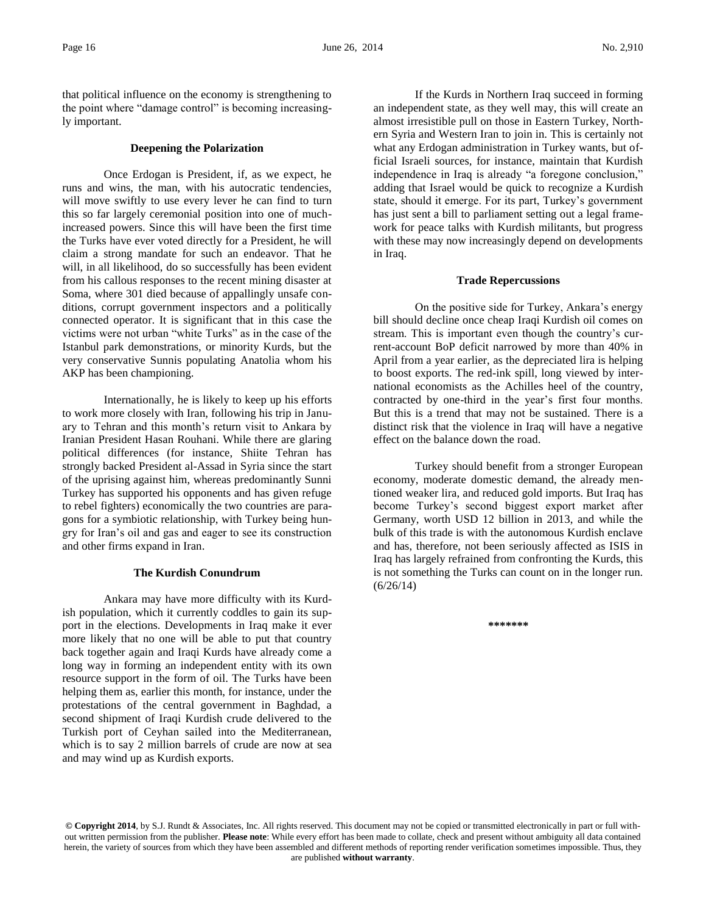that political influence on the economy is strengthening to the point where "damage control" is becoming increasingly important.

### Deepening the Polarization

Once Erdogan is President, if, as we expect, he runs and wins, the man, with his autocratic tendencies, will move swiftly to use every lever he can find to turn this so far largely ceremonial position into one of much-increased powers. Since this will have been the first time the Turks have ever voted directly for a President, he will claim a strong mandate for such an endeavor. That he will, in all likelihood, do so successfully has been evident from his callous responses to the recent mining disaster at Soma, where 301 died because of appallingly unsafe conditions, corrupt government inspectors and a politically connected operator. It is significant that in this case the victims were not urban "white Turks" as in the case of the Istanbul park demonstrations, or minority Kurds, but the very conservative Sunnis populating Anatolia whom his AKP has been championing.

Internationally, he is likely to keep up his efforts to work more closely with Iran, following his trip in January to Tehran and this month's return visit to Ankara by Iranian President Hasan Rouhani. While there are glaring political differences (for instance, Shiite Tehran has strongly backed President al-Assad in Syria since the start of the uprising against him, whereas predominantly Sunni Turkey has supported his opponents and has given refuge to rebel fighters) economically the two countries are paragons for a symbiotic relationship, with Turkey being hungry for Iran's oil and gas and eager to see its construction and other firms expand in Iran.

### The Kurdish Conundrum

Ankara may have more difficulty with its Kurdish population, which it currently coddles to gain its support in the elections. Developments in Iraq make it ever more likely that no one will be able to put that country back together again and Iraqi Kurds have already come a long way in forming an independent entity with its own resource support in the form of oil. The Turks have been helping them as, earlier this month, for instance, under the protestations of the central government in Baghdad, a second shipment of Iraqi Kurdish crude delivered to the Turkish port of Ceyhan sailed into the Mediterranean, which is to say 2 million barrels of crude are now at sea and may wind up as Kurdish exports.

If the Kurds in Northern Iraq succeed in forming an independent state, as they well may, this will create an almost irresistible pull on those in Eastern Turkey, Northern Syria and Western Iran to join in. This is certainly not what any Erdogan administration in Turkey wants, but official Israeli sources, for instance, maintain that Kurdish independence in Iraq is already "a foregone conclusion," adding that Israel would be quick to recognize a Kurdish state, should it emerge. For its part, Turkey's government has just sent a bill to parliament setting out a legal framework for peace talks with Kurdish militants, but progress with these may now increasingly depend on developments in Iraq.

### Trade Repercussions

On the positive side for Turkey, Ankara's energy bill should decline once cheap Iraqi Kurdish oil comes on stream. This is important even though the country's current-account BoP deficit narrowed by more than 40% in April from a year earlier, as the depreciated lira is helping to boost exports. The red-ink spill, long viewed by international economists as the Achilles heel of the country, contracted by one-third in the year's first four months. But this is a trend that may not be sustained. There is a distinct risk that the violence in Iraq will have a negative effect on the balance down the road.

Turkey should benefit from a stronger European economy, moderate domestic demand, the already mentioned weaker lira, and reduced gold imports. But Iraq has become Turkey's second biggest export market after Germany, worth USD 12 billion in 2013, and while the bulk of this trade is with the autonomous Kurdish enclave and has, therefore, not been seriously affected as ISIS in Iraq has largely refrained from confronting the Kurds, this is not something the Turks can count on in the longer run. (6/26/14)

*******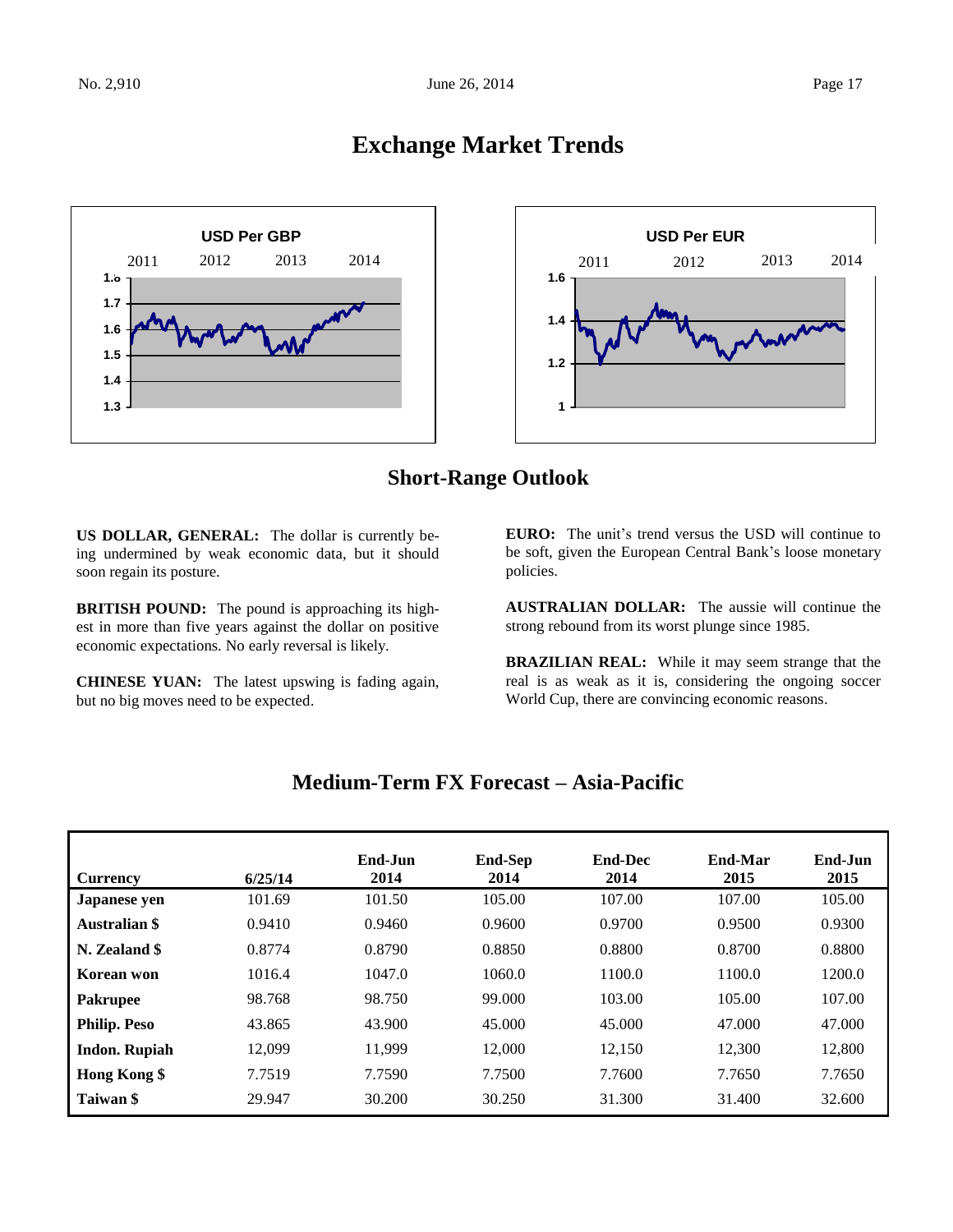# Exchange Market Trends

## Short-Range Outlook

**US DOLLAR, GENERAL:** The dollar is currently being undermined by weak economic data, but it should soon regain its posture.

**BRITISH POUND:** The pound is approaching its highest in more than five years against the dollar on positive economic expectations. No early reversal is likely.

**CHINESE YUAN:** The latest upswing is fading again, but no big moves need to be expected.

**EURO:** The unit's trend versus the USD will continue to be soft, given the European Central Bank's loose monetary policies.

**AUSTRALIAN DOLLAR:** The aussie will continue the strong rebound from its worst plunge since 1985.

**BRAZILIAN REAL:** While it may seem strange that the real is as weak as it is, considering the ongoing soccer World Cup, there are convincing economic reasons.

## Medium-Term FX Forecast – Asia-Pacific

| Currency | 6/25/14 | End-Jun 2014 | End-Sep 2014 | End-Dec 2014 | End-Mar 2015 | End-Jun 2015 |
|---|---|---|---|---|---|---|
| **Japanese yen** | 101.69 | 101.50 | 105.00 | 107.00 | 107.00 | 105.00 |
| **Australian $** | 0.9410 | 0.9460 | 0.9600 | 0.9700 | 0.9500 | 0.9300 |
| **N. Zealand $** | 0.8774 | 0.8790 | 0.8850 | 0.8800 | 0.8700 | 0.8800 |
| **Korean won** | 1016.4 | 1047.0 | 1060.0 | 1100.0 | 1100.0 | 1200.0 |
| **Pakrupee** | 98.768 | 98.750 | 99.000 | 103.00 | 105.00 | 107.00 |
| **Philip. Peso** | 43.865 | 43.900 | 45.000 | 45.000 | 47.000 | 47.000 |
| **Indon. Rupiah** | 12,099 | 11,999 | 12,000 | 12,150 | 12,300 | 12,800 |
| **Hong Kong $** | 7.7519 | 7.7590 | 7.7500 | 7.7600 | 7.7650 | 7.7650 |
| **Taiwan $** | 29.947 | 30.200 | 30.250 | 31.300 | 31.400 | 32.600 |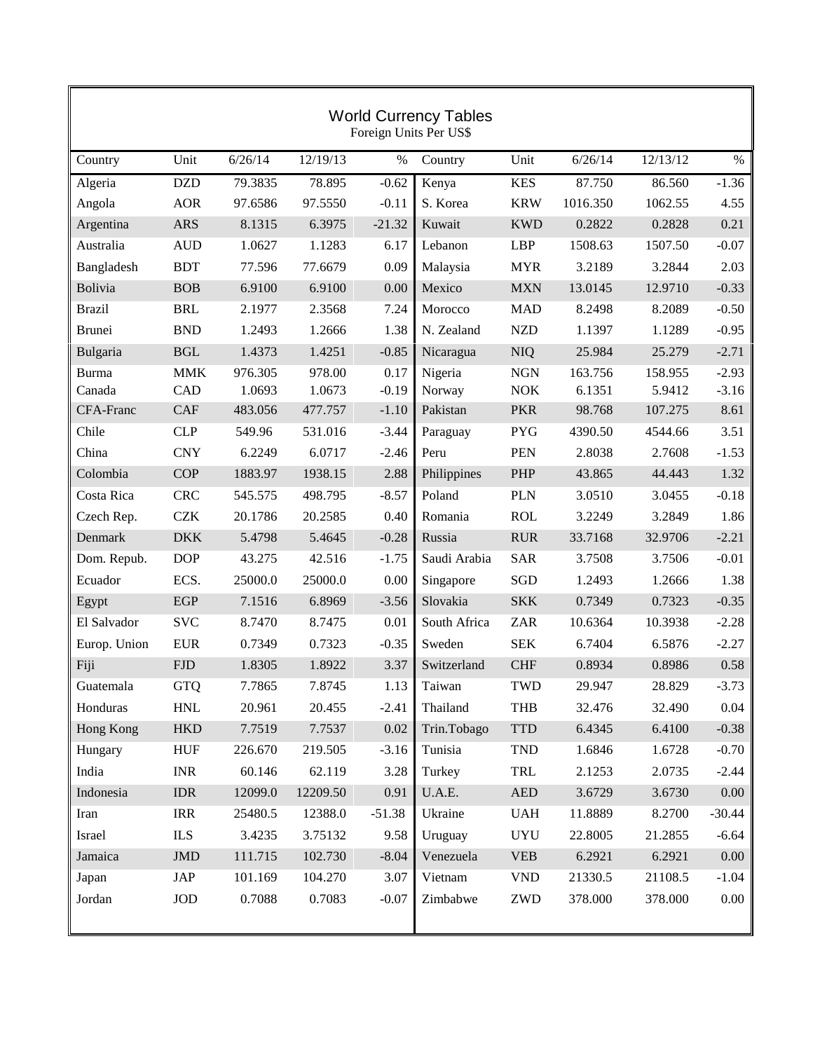# World Currency Tables

Foreign Units Per US$

| Country | Unit | 6/26/14 | 12/19/13 | % | Country | Unit | 6/26/14 | 12/13/12 | % |
|---|---|---|---|---|---|---|---|---|---|
| Algeria | DZD | 79.3835 | 78.895 | -0.62 | Kenya | KES | 87.750 | 86.560 | -1.36 |
| Angola | AOR | 97.6586 | 97.5550 | -0.11 | S. Korea | KRW | 1016.350 | 1062.55 | 4.55 |
| Argentina | ARS | 8.1315 | 6.3975 | -21.32 | Kuwait | KWD | 0.2822 | 0.2828 | 0.21 |
| Australia | AUD | 1.0627 | 1.1283 | 6.17 | Lebanon | LBP | 1508.63 | 1507.50 | -0.07 |
| Bangladesh | BDT | 77.596 | 77.6679 | 0.09 | Malaysia | MYR | 3.2189 | 3.2844 | 2.03 |
| Bolivia | BOB | 6.9100 | 6.9100 | 0.00 | Mexico | MXN | 13.0145 | 12.9710 | -0.33 |
| Brazil | BRL | 2.1977 | 2.3568 | 7.24 | Morocco | MAD | 8.2498 | 8.2089 | -0.50 |
| Brunei | BND | 1.2493 | 1.2666 | 1.38 | N. Zealand | NZD | 1.1397 | 1.1289 | -0.95 |
| Bulgaria | BGL | 1.4373 | 1.4251 | -0.85 | Nicaragua | NIQ | 25.984 | 25.279 | -2.71 |
| Burma | MMK | 976.305 | 978.00 | 0.17 | Nigeria | NGN | 163.756 | 158.955 | -2.93 |
| Canada | CAD | 1.0693 | 1.0673 | -0.19 | Norway | NOK | 6.1351 | 5.9412 | -3.16 |
| CFA-Franc | CAF | 483.056 | 477.757 | -1.10 | Pakistan | PKR | 98.768 | 107.275 | 8.61 |
| Chile | CLP | 549.96 | 531.016 | -3.44 | Paraguay | PYG | 4390.50 | 4544.66 | 3.51 |
| China | CNY | 6.2249 | 6.0717 | -2.46 | Peru | PEN | 2.8038 | 2.7608 | -1.53 |
| Colombia | COP | 1883.97 | 1938.15 | 2.88 | Philippines | PHP | 43.865 | 44.443 | 1.32 |
| Costa Rica | CRC | 545.575 | 498.795 | -8.57 | Poland | PLN | 3.0510 | 3.0455 | -0.18 |
| Czech Rep. | CZK | 20.1786 | 20.2585 | 0.40 | Romania | ROL | 3.2249 | 3.2849 | 1.86 |
| Denmark | DKK | 5.4798 | 5.4645 | -0.28 | Russia | RUR | 33.7168 | 32.9706 | -2.21 |
| Dom. Repub. | DOP | 43.275 | 42.516 | -1.75 | Saudi Arabia | SAR | 3.7508 | 3.7506 | -0.01 |
| Ecuador | ECS. | 25000.0 | 25000.0 | 0.00 | Singapore | SGD | 1.2493 | 1.2666 | 1.38 |
| Egypt | EGP | 7.1516 | 6.8969 | -3.56 | Slovakia | SKK | 0.7349 | 0.7323 | -0.35 |
| El Salvador | SVC | 8.7470 | 8.7475 | 0.01 | South Africa | ZAR | 10.6364 | 10.3938 | -2.28 |
| Europ. Union | EUR | 0.7349 | 0.7323 | -0.35 | Sweden | SEK | 6.7404 | 6.5876 | -2.27 |
| Fiji | FJD | 1.8305 | 1.8922 | 3.37 | Switzerland | CHF | 0.8934 | 0.8986 | 0.58 |
| Guatemala | GTQ | 7.7865 | 7.8745 | 1.13 | Taiwan | TWD | 29.947 | 28.829 | -3.73 |
| Honduras | HNL | 20.961 | 20.455 | -2.41 | Thailand | THB | 32.476 | 32.490 | 0.04 |
| Hong Kong | HKD | 7.7519 | 7.7537 | 0.02 | Trin.Tobago | TTD | 6.4345 | 6.4100 | -0.38 |
| Hungary | HUF | 226.670 | 219.505 | -3.16 | Tunisia | TND | 1.6846 | 1.6728 | -0.70 |
| India | INR | 60.146 | 62.119 | 3.28 | Turkey | TRL | 2.1253 | 2.0735 | -2.44 |
| Indonesia | IDR | 12099.0 | 12209.50 | 0.91 | U.A.E. | AED | 3.6729 | 3.6730 | 0.00 |
| Iran | IRR | 25480.5 | 12388.0 | -51.38 | Ukraine | UAH | 11.8889 | 8.2700 | -30.44 |
| Israel | ILS | 3.4235 | 3.75132 | 9.58 | Uruguay | UYU | 22.8005 | 21.2855 | -6.64 |
| Jamaica | JMD | 111.715 | 102.730 | -8.04 | Venezuela | VEB | 6.2921 | 6.2921 | 0.00 |
| Japan | JAP | 101.169 | 104.270 | 3.07 | Vietnam | VND | 21330.5 | 21108.5 | -1.04 |
| Jordan | JOD | 0.7088 | 0.7083 | -0.07 | Zimbabwe | ZWD | 378.000 | 378.000 | 0.00 |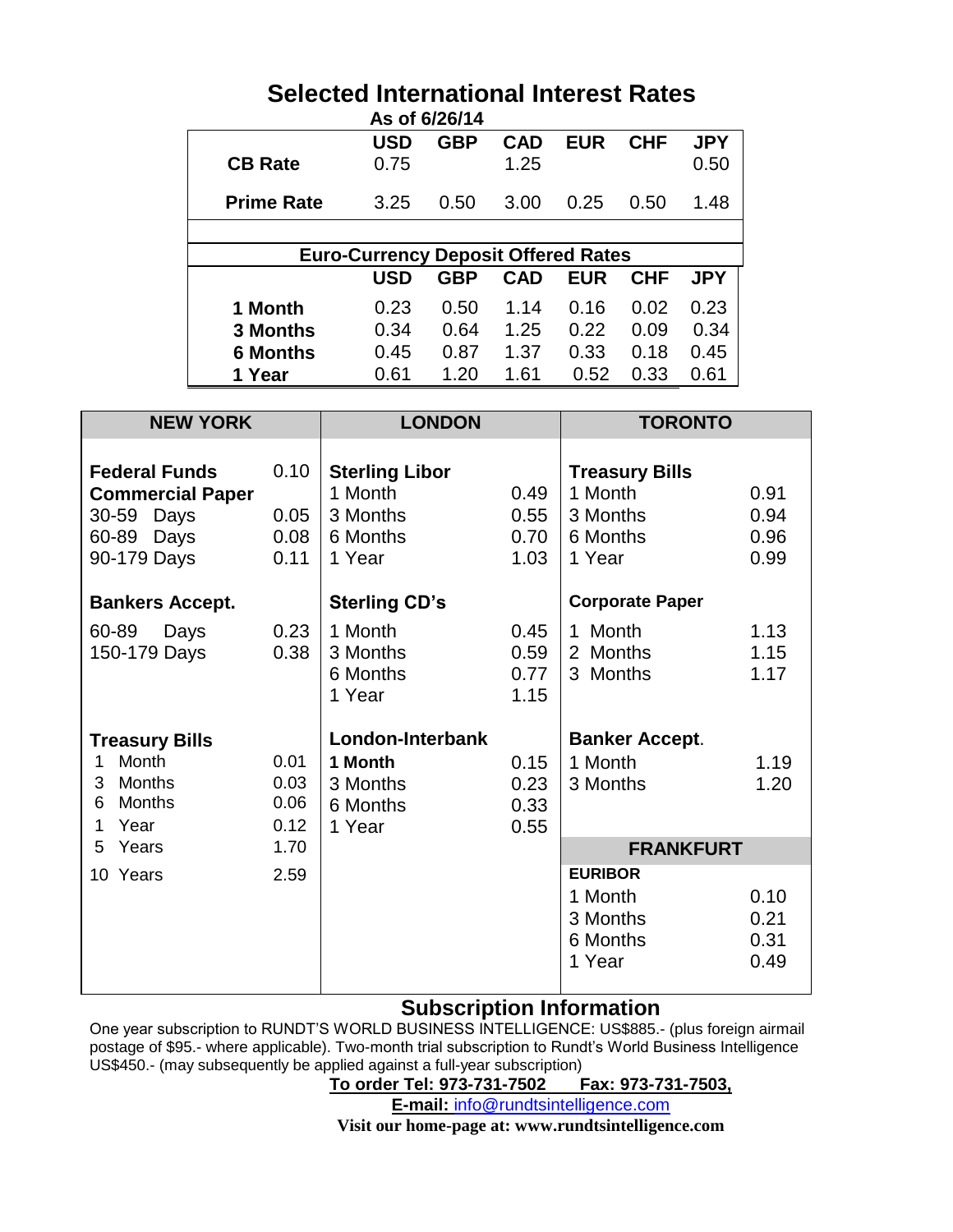# Selected International Interest Rates

**As of 6/26/14**

| | USD | GBP | CAD | EUR | CHF | JPY |
|---|---|---|---|---|---|---|
| **CB Rate** | 0.75 | | 1.25 | | | 0.50 |
| **Prime Rate** | 3.25 | 0.50 | 3.00 | 0.25 | 0.50 | 1.48 |

**Euro-Currency Deposit Offered Rates**

| | USD | GBP | CAD | EUR | CHF | JPY |
|---|---|---|---|---|---|---|
| **1 Month** | 0.23 | 0.50 | 1.14 | 0.16 | 0.02 | 0.23 |
| **3 Months** | 0.34 | 0.64 | 1.25 | 0.22 | 0.09 | 0.34 |
| **6 Months** | 0.45 | 0.87 | 1.37 | 0.33 | 0.18 | 0.45 |
| **1 Year** | 0.61 | 1.20 | 1.61 | 0.52 | 0.33 | 0.61 |

## NEW YORK

| | |
|---|---|
| **Federal Funds** | 0.10 |
| **Commercial Paper** | |
| 30-59 Days | 0.05 |
| 60-89 Days | 0.08 |
| 90-179 Days | 0.11 |
| **Bankers Accept.** | |
| 60-89 Days | 0.23 |
| 150-179 Days | 0.38 |
| **Treasury Bills** | |
| 1 Month | 0.01 |
| 3 Months | 0.03 |
| 6 Months | 0.06 |
| 1 Year | 0.12 |
| 5 Years | 1.70 |
| 10 Years | 2.59 |

## LONDON

| | |
|---|---|
| **Sterling Libor** | |
| 1 Month | 0.49 |
| 3 Months | 0.55 |
| 6 Months | 0.70 |
| 1 Year | 1.03 |
| **Sterling CD's** | |
| 1 Month | 0.45 |
| 3 Months | 0.59 |
| 6 Months | 0.77 |
| 1 Year | 1.15 |
| **London-Interbank** | |
| **1 Month** | 0.15 |
| 3 Months | 0.23 |
| 6 Months | 0.33 |
| 1 Year | 0.55 |

## TORONTO

| | |
|---|---|
| **Treasury Bills** | |
| 1 Month | 0.91 |
| 3 Months | 0.94 |
| 6 Months | 0.96 |
| 1 Year | 0.99 |
| **Corporate Paper** | |
| 1 Month | 1.13 |
| 2 Months | 1.15 |
| 3 Months | 1.17 |
| **Banker Accept.** | |
| 1 Month | 1.19 |
| 3 Months | 1.20 |

## FRANKFURT

| | |
|---|---|
| **EURIBOR** | |
| 1 Month | 0.10 |
| 3 Months | 0.21 |
| 6 Months | 0.31 |
| 1 Year | 0.49 |

## Subscription Information

One year subscription to RUNDT'S WORLD BUSINESS INTELLIGENCE: US$885.- (plus foreign airmail postage of $95.- where applicable). Two-month trial subscription to Rundt's World Business Intelligence US$450.- (may subsequently be applied against a full-year subscription)

**To order Tel: 973-731-7502 Fax: 973-731-7503,**

**E-mail:** info@rundtsintelligence.com

**Visit our home-page at: www.rundtsintelligence.com**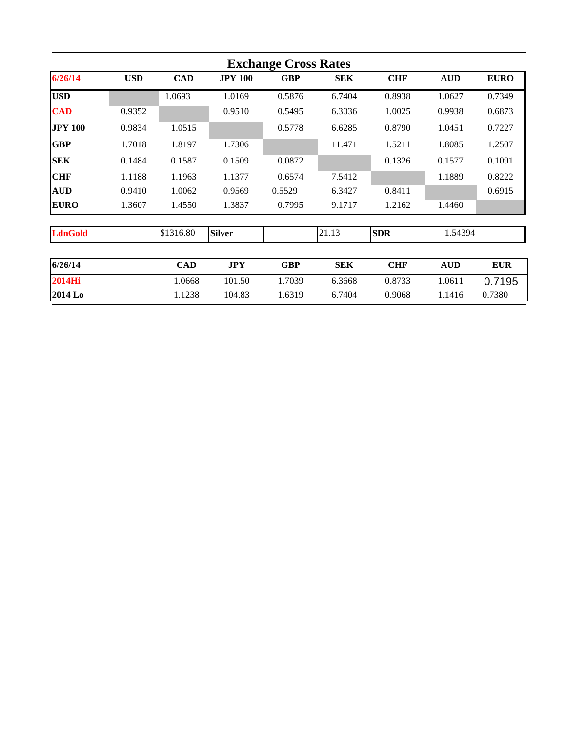# Exchange Cross Rates

| 6/26/14 | USD | CAD | JPY 100 | GBP | SEK | CHF | AUD | EURO |
|---|---|---|---|---|---|---|---|---|
| USD | | 1.0693 | 1.0169 | 0.5876 | 6.7404 | 0.8938 | 1.0627 | 0.7349 |
| CAD | 0.9352 | | 0.9510 | 0.5495 | 6.3036 | 1.0025 | 0.9938 | 0.6873 |
| JPY 100 | 0.9834 | 1.0515 | | 0.5778 | 6.6285 | 0.8790 | 1.0451 | 0.7227 |
| GBP | 1.7018 | 1.8197 | 1.7306 | | 11.471 | 1.5211 | 1.8085 | 1.2507 |
| SEK | 0.1484 | 0.1587 | 0.1509 | 0.0872 | | 0.1326 | 0.1577 | 0.1091 |
| CHF | 1.1188 | 1.1963 | 1.1377 | 0.6574 | 7.5412 | | 1.1889 | 0.8222 |
| AUD | 0.9410 | 1.0062 | 0.9569 | 0.5529 | 6.3427 | 0.8411 | | 0.6915 |
| EURO | 1.3607 | 1.4550 | 1.3837 | 0.7995 | 9.1717 | 1.2162 | 1.4460 | |

| | | | | | | |
|---|---|---|---|---|---|---|
| LdnGold | $1316.80 | Silver | | 21.13 | SDR | 1.54394 |

| 6/26/14 | CAD | JPY | GBP | SEK | CHF | AUD | EUR |
|---|---|---|---|---|---|---|---|
| 2014Hi | 1.0668 | 101.50 | 1.7039 | 6.3668 | 0.8733 | 1.0611 | 0.7195 |
| 2014 Lo | 1.1238 | 104.83 | 1.6319 | 6.7404 | 0.9068 | 1.1416 | 0.7380 |